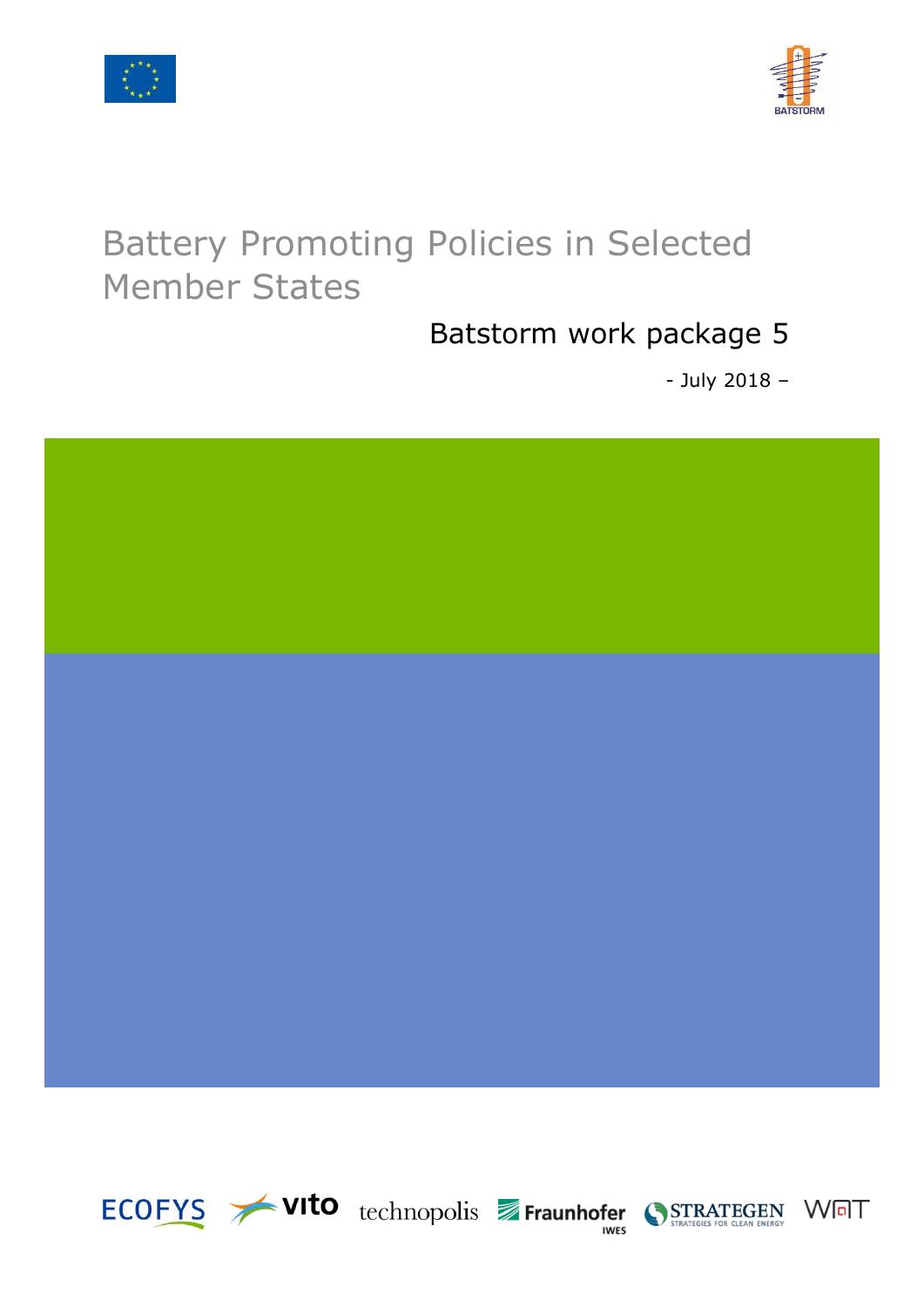# Battery Promoting Policies in Selected Member States

## Batstorm work package 5

- July 2018 –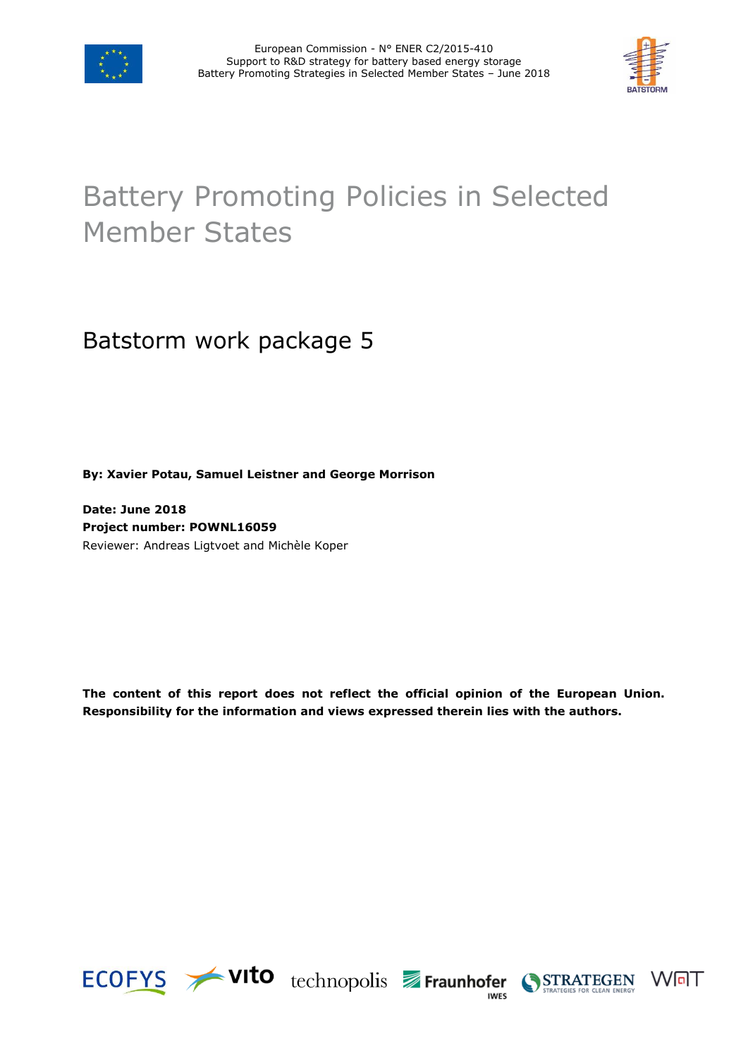# Battery Promoting Policies in Selected Member States

## Batstorm work package 5

**By: Xavier Potau, Samuel Leistner and George Morrison**

**Date: June 2018**
**Project number: POWNL16059**
Reviewer: Andreas Ligtvoet and Michèle Koper

**The content of this report does not reflect the official opinion of the European Union. Responsibility for the information and views expressed therein lies with the authors.**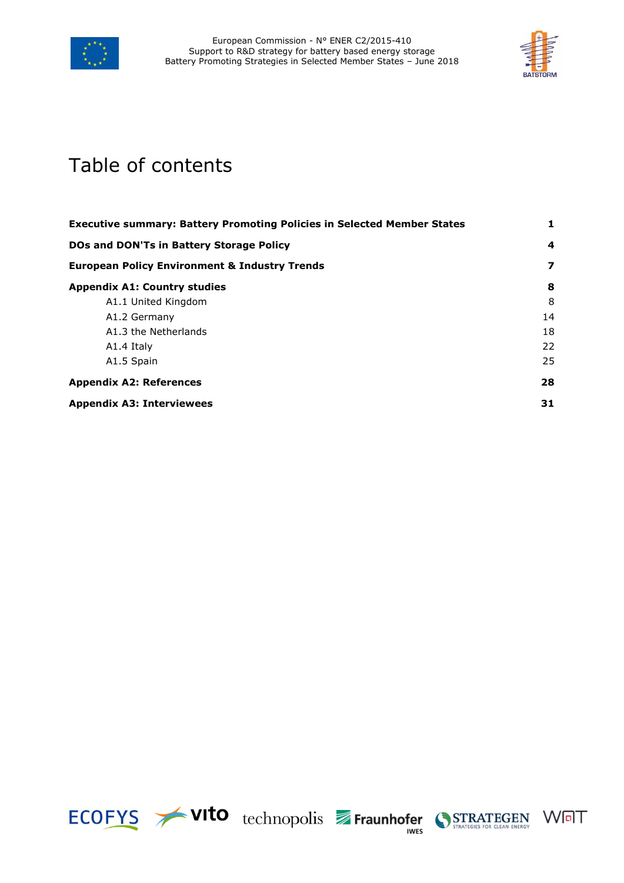# Table of contents

| | |
|---|---|
| **Executive summary: Battery Promoting Policies in Selected Member States** | **1** |
| **DOs and DON'Ts in Battery Storage Policy** | **4** |
| **European Policy Environment & Industry Trends** | **7** |
| **Appendix A1: Country studies** | **8** |
| A1.1 United Kingdom | 8 |
| A1.2 Germany | 14 |
| A1.3 the Netherlands | 18 |
| A1.4 Italy | 22 |
| A1.5 Spain | 25 |
| **Appendix A2: References** | **28** |
| **Appendix A3: Interviewees** | **31** |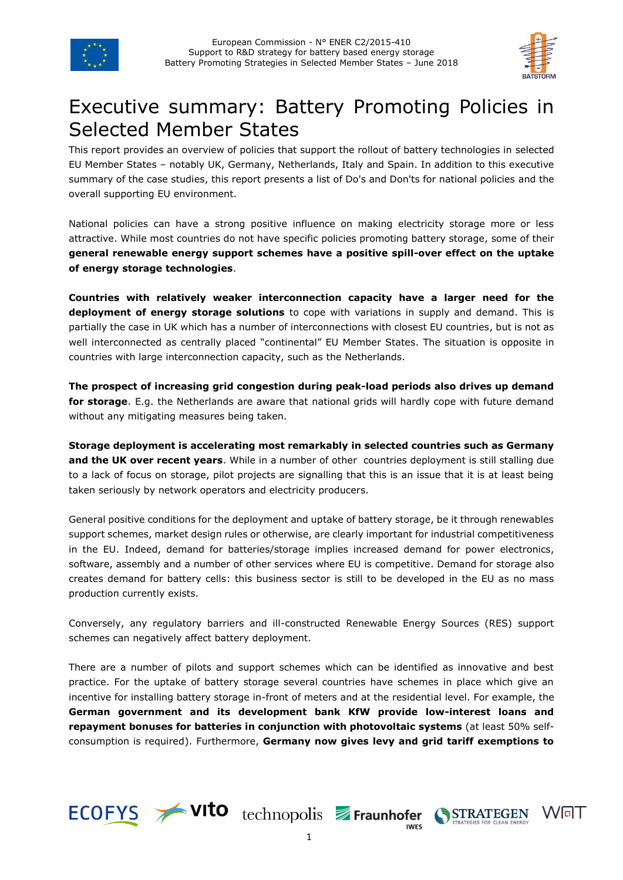# Executive summary: Battery Promoting Policies in Selected Member States

This report provides an overview of policies that support the rollout of battery technologies in selected EU Member States – notably UK, Germany, Netherlands, Italy and Spain. In addition to this executive summary of the case studies, this report presents a list of Do's and Don'ts for national policies and the overall supporting EU environment.

National policies can have a strong positive influence on making electricity storage more or less attractive. While most countries do not have specific policies promoting battery storage, some of their **general renewable energy support schemes have a positive spill-over effect on the uptake of energy storage technologies**.

**Countries with relatively weaker interconnection capacity have a larger need for the deployment of energy storage solutions** to cope with variations in supply and demand. This is partially the case in UK which has a number of interconnections with closest EU countries, but is not as well interconnected as centrally placed "continental" EU Member States. The situation is opposite in countries with large interconnection capacity, such as the Netherlands.

**The prospect of increasing grid congestion during peak-load periods also drives up demand for storage**. E.g. the Netherlands are aware that national grids will hardly cope with future demand without any mitigating measures being taken.

**Storage deployment is accelerating most remarkably in selected countries such as Germany and the UK over recent years**. While in a number of other countries deployment is still stalling due to a lack of focus on storage, pilot projects are signalling that this is an issue that it is at least being taken seriously by network operators and electricity producers.

General positive conditions for the deployment and uptake of battery storage, be it through renewables support schemes, market design rules or otherwise, are clearly important for industrial competitiveness in the EU. Indeed, demand for batteries/storage implies increased demand for power electronics, software, assembly and a number of other services where EU is competitive. Demand for storage also creates demand for battery cells: this business sector is still to be developed in the EU as no mass production currently exists.

Conversely, any regulatory barriers and ill-constructed Renewable Energy Sources (RES) support schemes can negatively affect battery deployment.

There are a number of pilots and support schemes which can be identified as innovative and best practice. For the uptake of battery storage several countries have schemes in place which give an incentive for installing battery storage in-front of meters and at the residential level. For example, the **German government and its development bank KfW provide low-interest loans and repayment bonuses for batteries in conjunction with photovoltaic systems** (at least 50% self-consumption is required). Furthermore, **Germany now gives levy and grid tariff exemptions to**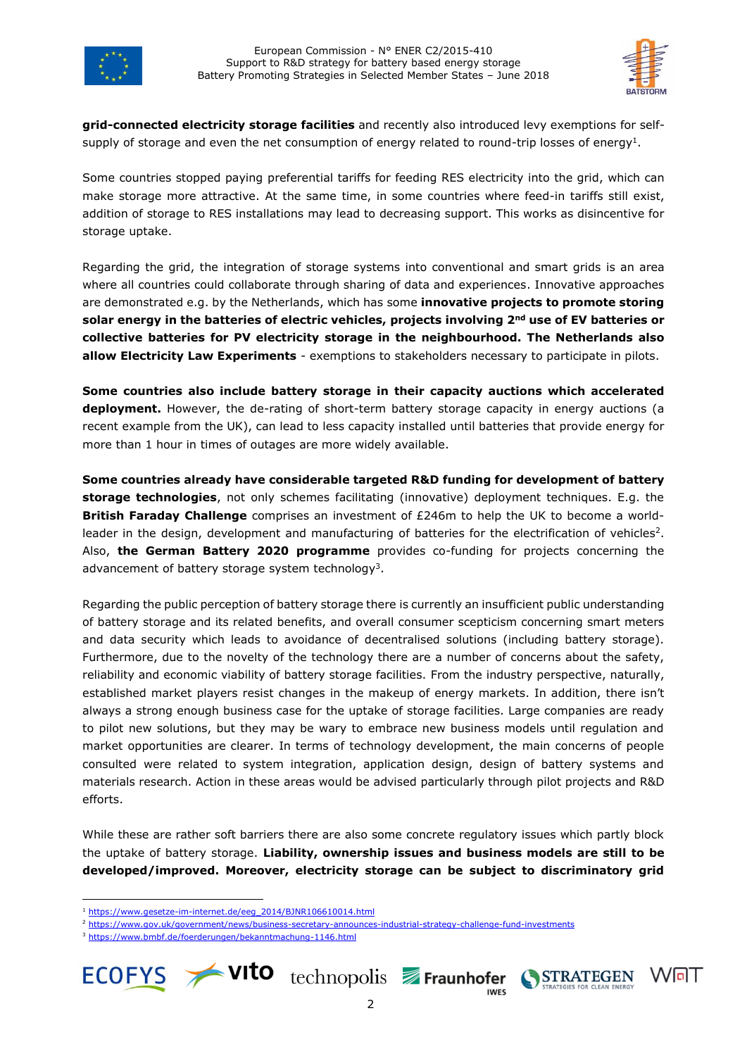**grid-connected electricity storage facilities** and recently also introduced levy exemptions for self-supply of storage and even the net consumption of energy related to round-trip losses of energy[1].

Some countries stopped paying preferential tariffs for feeding RES electricity into the grid, which can make storage more attractive. At the same time, in some countries where feed-in tariffs still exist, addition of storage to RES installations may lead to decreasing support. This works as disincentive for storage uptake.

Regarding the grid, the integration of storage systems into conventional and smart grids is an area where all countries could collaborate through sharing of data and experiences. Innovative approaches are demonstrated e.g. by the Netherlands, which has some **innovative projects to promote storing solar energy in the batteries of electric vehicles, projects involving 2nd use of EV batteries or collective batteries for PV electricity storage in the neighbourhood. The Netherlands also allow Electricity Law Experiments** - exemptions to stakeholders necessary to participate in pilots.

**Some countries also include battery storage in their capacity auctions which accelerated deployment.** However, the de-rating of short-term battery storage capacity in energy auctions (a recent example from the UK), can lead to less capacity installed until batteries that provide energy for more than 1 hour in times of outages are more widely available.

**Some countries already have considerable targeted R&D funding for development of battery storage technologies**, not only schemes facilitating (innovative) deployment techniques. E.g. the **British Faraday Challenge** comprises an investment of £246m to help the UK to become a world-leader in the design, development and manufacturing of batteries for the electrification of vehicles[2]. Also, **the German Battery 2020 programme** provides co-funding for projects concerning the advancement of battery storage system technology[3].

Regarding the public perception of battery storage there is currently an insufficient public understanding of battery storage and its related benefits, and overall consumer scepticism concerning smart meters and data security which leads to avoidance of decentralised solutions (including battery storage). Furthermore, due to the novelty of the technology there are a number of concerns about the safety, reliability and economic viability of battery storage facilities. From the industry perspective, naturally, established market players resist changes in the makeup of energy markets. In addition, there isn't always a strong enough business case for the uptake of storage facilities. Large companies are ready to pilot new solutions, but they may be wary to embrace new business models until regulation and market opportunities are clearer. In terms of technology development, the main concerns of people consulted were related to system integration, application design, design of battery systems and materials research. Action in these areas would be advised particularly through pilot projects and R&D efforts.

While these are rather soft barriers there are also some concrete regulatory issues which partly block the uptake of battery storage. **Liability, ownership issues and business models are still to be developed/improved. Moreover, electricity storage can be subject to discriminatory grid**

[1] https://www.gesetze-im-internet.de/eeg_2014/BJNR106610014.html

[2] https://www.gov.uk/government/news/business-secretary-announces-industrial-strategy-challenge-fund-investments

[3] https://www.bmbf.de/foerderungen/bekanntmachung-1146.html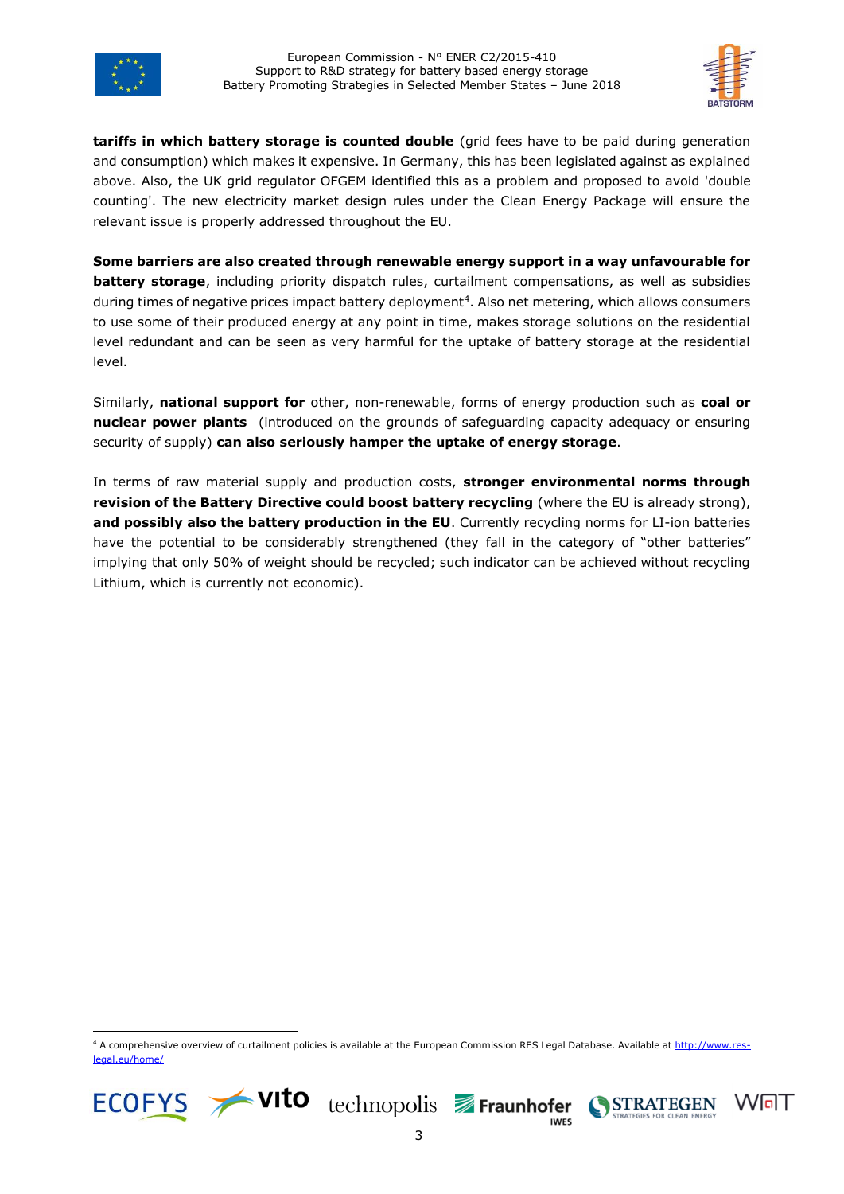**tariffs in which battery storage is counted double** (grid fees have to be paid during generation and consumption) which makes it expensive. In Germany, this has been legislated against as explained above. Also, the UK grid regulator OFGEM identified this as a problem and proposed to avoid 'double counting'. The new electricity market design rules under the Clean Energy Package will ensure the relevant issue is properly addressed throughout the EU.

**Some barriers are also created through renewable energy support in a way unfavourable for battery storage**, including priority dispatch rules, curtailment compensations, as well as subsidies during times of negative prices impact battery deployment[4]. Also net metering, which allows consumers to use some of their produced energy at any point in time, makes storage solutions on the residential level redundant and can be seen as very harmful for the uptake of battery storage at the residential level.

Similarly, **national support for** other, non-renewable, forms of energy production such as **coal or nuclear power plants** (introduced on the grounds of safeguarding capacity adequacy or ensuring security of supply) **can also seriously hamper the uptake of energy storage**.

In terms of raw material supply and production costs, **stronger environmental norms through revision of the Battery Directive could boost battery recycling** (where the EU is already strong), **and possibly also the battery production in the EU**. Currently recycling norms for LI-ion batteries have the potential to be considerably strengthened (they fall in the category of "other batteries" implying that only 50% of weight should be recycled; such indicator can be achieved without recycling Lithium, which is currently not economic).

[4] A comprehensive overview of curtailment policies is available at the European Commission RES Legal Database. Available at http://www.res-legal.eu/home/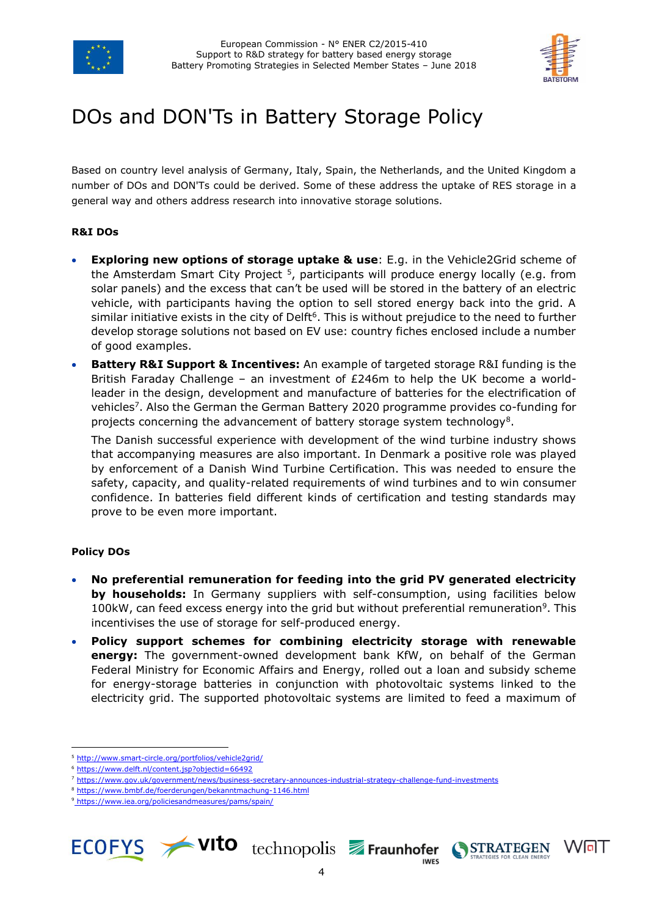# DOs and DON'Ts in Battery Storage Policy

Based on country level analysis of Germany, Italy, Spain, the Netherlands, and the United Kingdom a number of DOs and DON'Ts could be derived. Some of these address the uptake of RES storage in a general way and others address research into innovative storage solutions.

**R&I DOs**

- **Exploring new options of storage uptake & use**: E.g. in the Vehicle2Grid scheme of the Amsterdam Smart City Project [5], participants will produce energy locally (e.g. from solar panels) and the excess that can't be used will be stored in the battery of an electric vehicle, with participants having the option to sell stored energy back into the grid. A similar initiative exists in the city of Delft[6]. This is without prejudice to the need to further develop storage solutions not based on EV use: country fiches enclosed include a number of good examples.
- **Battery R&I Support & Incentives:** An example of targeted storage R&I funding is the British Faraday Challenge – an investment of £246m to help the UK become a world-leader in the design, development and manufacture of batteries for the electrification of vehicles[7]. Also the German the German Battery 2020 programme provides co-funding for projects concerning the advancement of battery storage system technology[8].

  The Danish successful experience with development of the wind turbine industry shows that accompanying measures are also important. In Denmark a positive role was played by enforcement of a Danish Wind Turbine Certification. This was needed to ensure the safety, capacity, and quality-related requirements of wind turbines and to win consumer confidence. In batteries field different kinds of certification and testing standards may prove to be even more important.

**Policy DOs**

- **No preferential remuneration for feeding into the grid PV generated electricity by households:** In Germany suppliers with self-consumption, using facilities below 100kW, can feed excess energy into the grid but without preferential remuneration[9]. This incentivises the use of storage for self-produced energy.
- **Policy support schemes for combining electricity storage with renewable energy:** The government-owned development bank KfW, on behalf of the German Federal Ministry for Economic Affairs and Energy, rolled out a loan and subsidy scheme for energy-storage batteries in conjunction with photovoltaic systems linked to the electricity grid. The supported photovoltaic systems are limited to feed a maximum of

[5] http://www.smart-circle.org/portfolios/vehicle2grid/
[6] https://www.delft.nl/content.jsp?objectid=66492
[7] https://www.gov.uk/government/news/business-secretary-announces-industrial-strategy-challenge-fund-investments
[8] https://www.bmbf.de/foerderungen/bekanntmachung-1146.html
[9] https://www.iea.org/policiesandmeasures/pams/spain/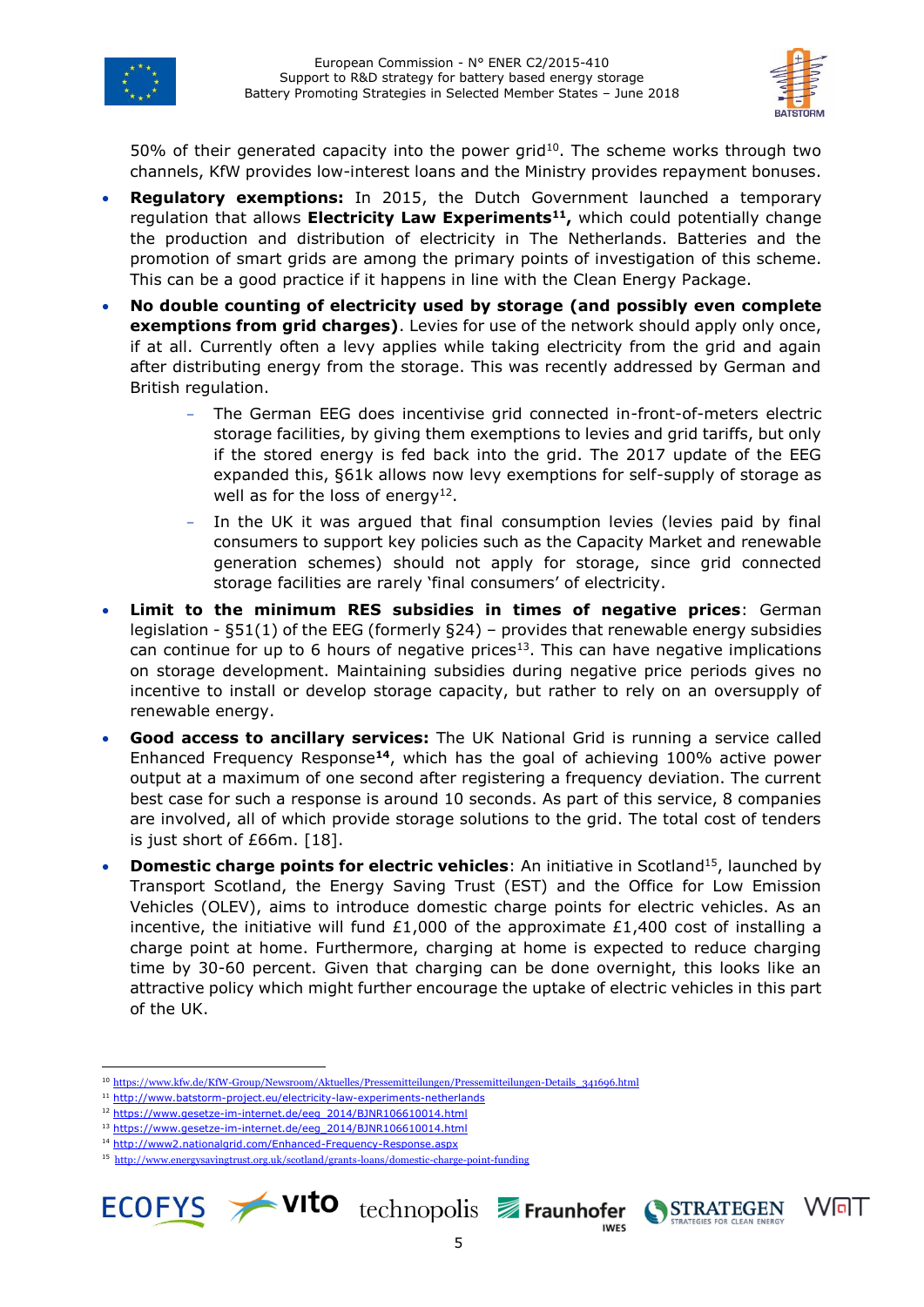50% of their generated capacity into the power grid[10]. The scheme works through two channels, KfW provides low-interest loans and the Ministry provides repayment bonuses.

- **Regulatory exemptions:** In 2015, the Dutch Government launched a temporary regulation that allows **Electricity Law Experiments[11],** which could potentially change the production and distribution of electricity in The Netherlands. Batteries and the promotion of smart grids are among the primary points of investigation of this scheme. This can be a good practice if it happens in line with the Clean Energy Package.
- **No double counting of electricity used by storage (and possibly even complete exemptions from grid charges)**. Levies for use of the network should apply only once, if at all. Currently often a levy applies while taking electricity from the grid and again after distributing energy from the storage. This was recently addressed by German and British regulation.
  - The German EEG does incentivise grid connected in-front-of-meters electric storage facilities, by giving them exemptions to levies and grid tariffs, but only if the stored energy is fed back into the grid. The 2017 update of the EEG expanded this, §61k allows now levy exemptions for self-supply of storage as well as for the loss of energy[12].
  - In the UK it was argued that final consumption levies (levies paid by final consumers to support key policies such as the Capacity Market and renewable generation schemes) should not apply for storage, since grid connected storage facilities are rarely 'final consumers' of electricity.
- **Limit to the minimum RES subsidies in times of negative prices**: German legislation - §51(1) of the EEG (formerly §24) – provides that renewable energy subsidies can continue for up to 6 hours of negative prices[13]. This can have negative implications on storage development. Maintaining subsidies during negative price periods gives no incentive to install or develop storage capacity, but rather to rely on an oversupply of renewable energy.
- **Good access to ancillary services:** The UK National Grid is running a service called Enhanced Frequency Response[14], which has the goal of achieving 100% active power output at a maximum of one second after registering a frequency deviation. The current best case for such a response is around 10 seconds. As part of this service, 8 companies are involved, all of which provide storage solutions to the grid. The total cost of tenders is just short of £66m. [18].
- **Domestic charge points for electric vehicles**: An initiative in Scotland[15], launched by Transport Scotland, the Energy Saving Trust (EST) and the Office for Low Emission Vehicles (OLEV), aims to introduce domestic charge points for electric vehicles. As an incentive, the initiative will fund £1,000 of the approximate £1,400 cost of installing a charge point at home. Furthermore, charging at home is expected to reduce charging time by 30-60 percent. Given that charging can be done overnight, this looks like an attractive policy which might further encourage the uptake of electric vehicles in this part of the UK.

[10] https://www.kfw.de/KfW-Group/Newsroom/Aktuelles/Pressemitteilungen/Pressemitteilungen-Details_341696.html

[11] http://www.batstorm-project.eu/electricity-law-experiments-netherlands

[12] https://www.gesetze-im-internet.de/eeg_2014/BJNR106610014.html

[13] https://www.gesetze-im-internet.de/eeg_2014/BJNR106610014.html

[14] http://www2.nationalgrid.com/Enhanced-Frequency-Response.aspx

[15] http://www.energysavingtrust.org.uk/scotland/grants-loans/domestic-charge-point-funding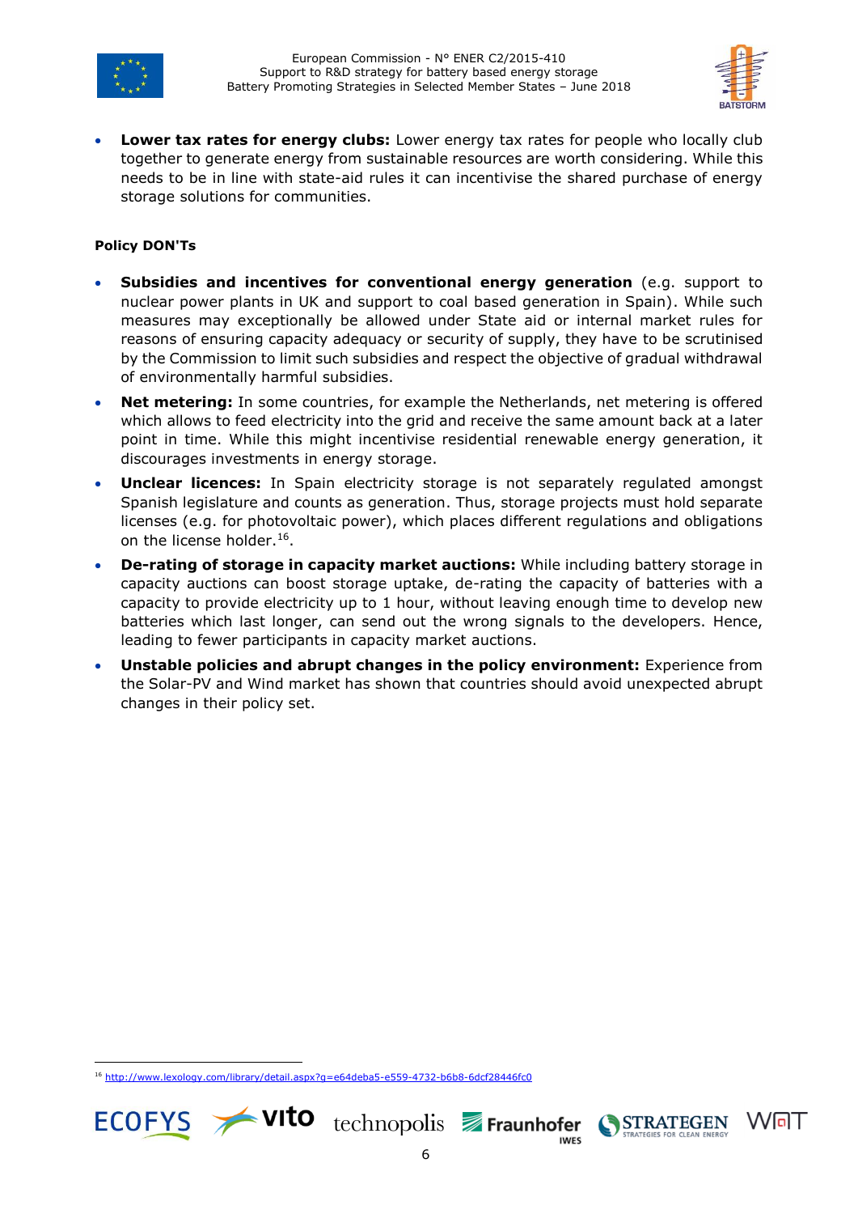- **Lower tax rates for energy clubs:** Lower energy tax rates for people who locally club together to generate energy from sustainable resources are worth considering. While this needs to be in line with state-aid rules it can incentivise the shared purchase of energy storage solutions for communities.

**Policy DON'Ts**

- **Subsidies and incentives for conventional energy generation** (e.g. support to nuclear power plants in UK and support to coal based generation in Spain). While such measures may exceptionally be allowed under State aid or internal market rules for reasons of ensuring capacity adequacy or security of supply, they have to be scrutinised by the Commission to limit such subsidies and respect the objective of gradual withdrawal of environmentally harmful subsidies.
- **Net metering:** In some countries, for example the Netherlands, net metering is offered which allows to feed electricity into the grid and receive the same amount back at a later point in time. While this might incentivise residential renewable energy generation, it discourages investments in energy storage.
- **Unclear licences:** In Spain electricity storage is not separately regulated amongst Spanish legislature and counts as generation. Thus, storage projects must hold separate licenses (e.g. for photovoltaic power), which places different regulations and obligations on the license holder.[16].
- **De-rating of storage in capacity market auctions:** While including battery storage in capacity auctions can boost storage uptake, de-rating the capacity of batteries with a capacity to provide electricity up to 1 hour, without leaving enough time to develop new batteries which last longer, can send out the wrong signals to the developers. Hence, leading to fewer participants in capacity market auctions.
- **Unstable policies and abrupt changes in the policy environment:** Experience from the Solar-PV and Wind market has shown that countries should avoid unexpected abrupt changes in their policy set.

[16] http://www.lexology.com/library/detail.aspx?g=e64deba5-e559-4732-b6b8-6dcf28446fc0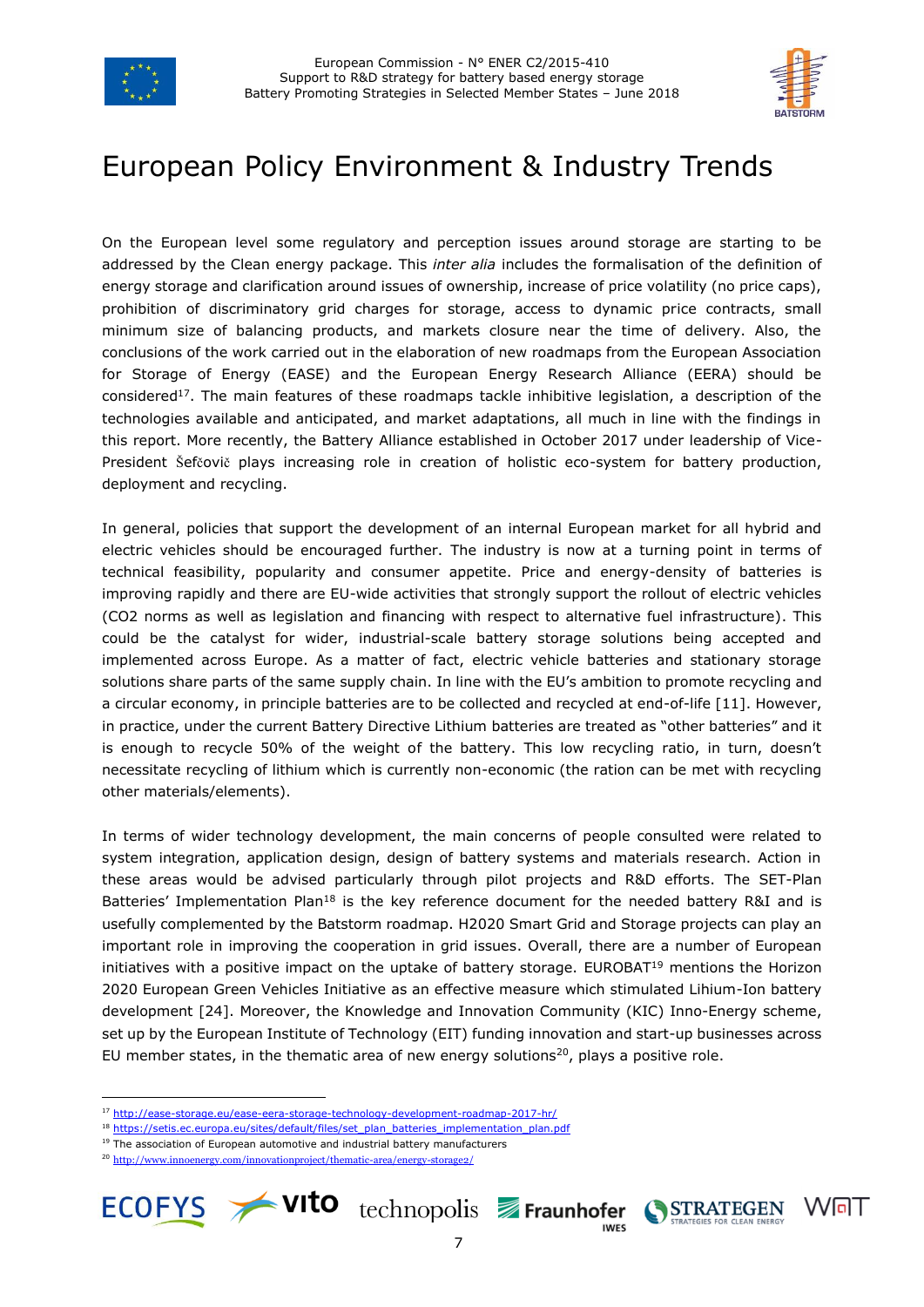# European Policy Environment & Industry Trends

On the European level some regulatory and perception issues around storage are starting to be addressed by the Clean energy package. This *inter alia* includes the formalisation of the definition of energy storage and clarification around issues of ownership, increase of price volatility (no price caps), prohibition of discriminatory grid charges for storage, access to dynamic price contracts, small minimum size of balancing products, and markets closure near the time of delivery. Also, the conclusions of the work carried out in the elaboration of new roadmaps from the European Association for Storage of Energy (EASE) and the European Energy Research Alliance (EERA) should be considered[17]. The main features of these roadmaps tackle inhibitive legislation, a description of the technologies available and anticipated, and market adaptations, all much in line with the findings in this report. More recently, the Battery Alliance established in October 2017 under leadership of Vice-President Šefčovič plays increasing role in creation of holistic eco-system for battery production, deployment and recycling.

In general, policies that support the development of an internal European market for all hybrid and electric vehicles should be encouraged further. The industry is now at a turning point in terms of technical feasibility, popularity and consumer appetite. Price and energy-density of batteries is improving rapidly and there are EU-wide activities that strongly support the rollout of electric vehicles (CO2 norms as well as legislation and financing with respect to alternative fuel infrastructure). This could be the catalyst for wider, industrial-scale battery storage solutions being accepted and implemented across Europe. As a matter of fact, electric vehicle batteries and stationary storage solutions share parts of the same supply chain. In line with the EU's ambition to promote recycling and a circular economy, in principle batteries are to be collected and recycled at end-of-life [11]. However, in practice, under the current Battery Directive Lithium batteries are treated as "other batteries" and it is enough to recycle 50% of the weight of the battery. This low recycling ratio, in turn, doesn't necessitate recycling of lithium which is currently non-economic (the ration can be met with recycling other materials/elements).

In terms of wider technology development, the main concerns of people consulted were related to system integration, application design, design of battery systems and materials research. Action in these areas would be advised particularly through pilot projects and R&D efforts. The SET-Plan Batteries' Implementation Plan[18] is the key reference document for the needed battery R&I and is usefully complemented by the Batstorm roadmap. H2020 Smart Grid and Storage projects can play an important role in improving the cooperation in grid issues. Overall, there are a number of European initiatives with a positive impact on the uptake of battery storage. EUROBAT[19] mentions the Horizon 2020 European Green Vehicles Initiative as an effective measure which stimulated Lihium-Ion battery development [24]. Moreover, the Knowledge and Innovation Community (KIC) Inno-Energy scheme, set up by the European Institute of Technology (EIT) funding innovation and start-up businesses across EU member states, in the thematic area of new energy solutions[20], plays a positive role.

---

[17] http://ease-storage.eu/ease-eera-storage-technology-development-roadmap-2017-hr/

[18] https://setis.ec.europa.eu/sites/default/files/set_plan_batteries_implementation_plan.pdf

[19] The association of European automotive and industrial battery manufacturers

[20] http://www.innoenergy.com/innovationproject/thematic-area/energy-storage2/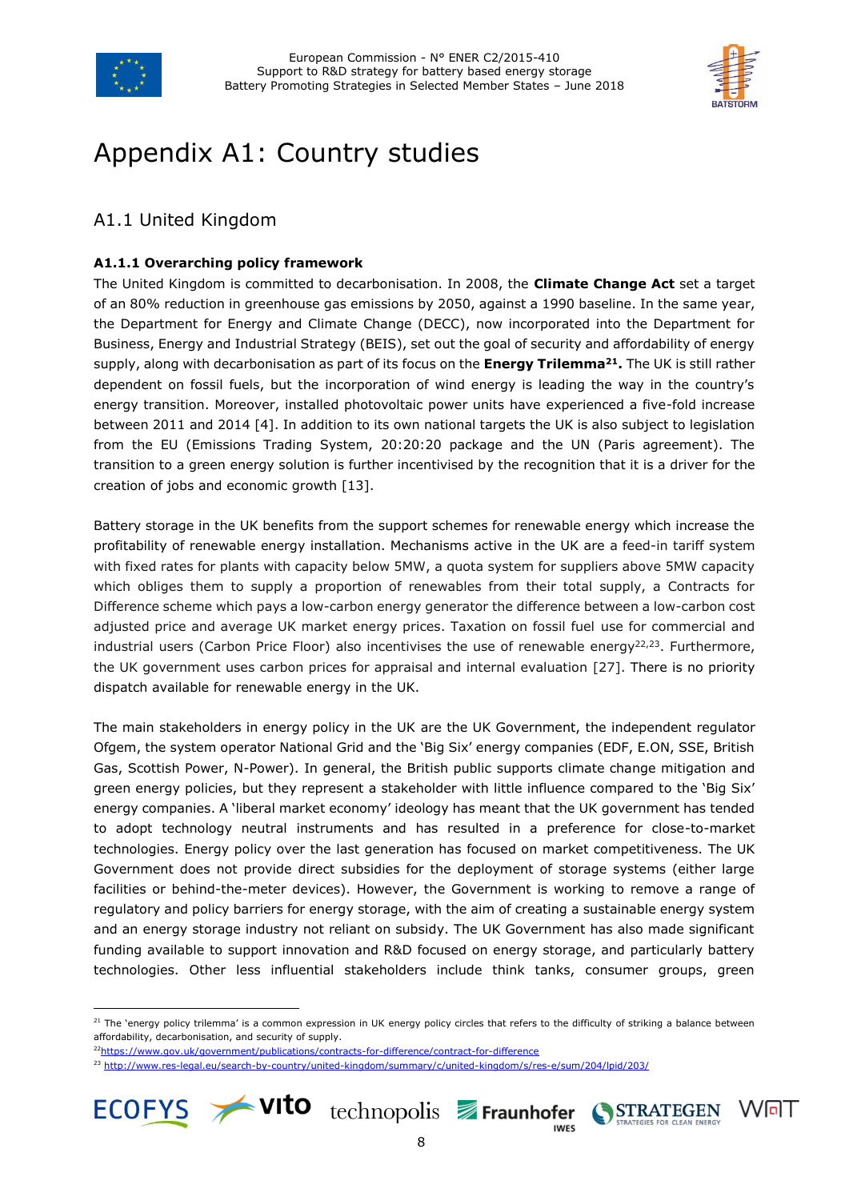# Appendix A1: Country studies

## A1.1 United Kingdom

### A1.1.1 Overarching policy framework

The United Kingdom is committed to decarbonisation. In 2008, the **Climate Change Act** set a target of an 80% reduction in greenhouse gas emissions by 2050, against a 1990 baseline. In the same year, the Department for Energy and Climate Change (DECC), now incorporated into the Department for Business, Energy and Industrial Strategy (BEIS), set out the goal of security and affordability of energy supply, along with decarbonisation as part of its focus on the **Energy Trilemma**[21]**.** The UK is still rather dependent on fossil fuels, but the incorporation of wind energy is leading the way in the country's energy transition. Moreover, installed photovoltaic power units have experienced a five-fold increase between 2011 and 2014 [4]. In addition to its own national targets the UK is also subject to legislation from the EU (Emissions Trading System, 20:20:20 package and the UN (Paris agreement). The transition to a green energy solution is further incentivised by the recognition that it is a driver for the creation of jobs and economic growth [13].

Battery storage in the UK benefits from the support schemes for renewable energy which increase the profitability of renewable energy installation. Mechanisms active in the UK are a feed-in tariff system with fixed rates for plants with capacity below 5MW, a quota system for suppliers above 5MW capacity which obliges them to supply a proportion of renewables from their total supply, a Contracts for Difference scheme which pays a low-carbon energy generator the difference between a low-carbon cost adjusted price and average UK market energy prices. Taxation on fossil fuel use for commercial and industrial users (Carbon Price Floor) also incentivises the use of renewable energy[22,23]. Furthermore, the UK government uses carbon prices for appraisal and internal evaluation [27]. There is no priority dispatch available for renewable energy in the UK.

The main stakeholders in energy policy in the UK are the UK Government, the independent regulator Ofgem, the system operator National Grid and the 'Big Six' energy companies (EDF, E.ON, SSE, British Gas, Scottish Power, N-Power). In general, the British public supports climate change mitigation and green energy policies, but they represent a stakeholder with little influence compared to the 'Big Six' energy companies. A 'liberal market economy' ideology has meant that the UK government has tended to adopt technology neutral instruments and has resulted in a preference for close-to-market technologies. Energy policy over the last generation has focused on market competitiveness. The UK Government does not provide direct subsidies for the deployment of storage systems (either large facilities or behind-the-meter devices). However, the Government is working to remove a range of regulatory and policy barriers for energy storage, with the aim of creating a sustainable energy system and an energy storage industry not reliant on subsidy. The UK Government has also made significant funding available to support innovation and R&D focused on energy storage, and particularly battery technologies. Other less influential stakeholders include think tanks, consumer groups, green

---

[21] The 'energy policy trilemma' is a common expression in UK energy policy circles that refers to the difficulty of striking a balance between affordability, decarbonisation, and security of supply.

[22] https://www.gov.uk/government/publications/contracts-for-difference/contract-for-difference

[23] http://www.res-legal.eu/search-by-country/united-kingdom/summary/c/united-kingdom/s/res-e/sum/204/lpid/203/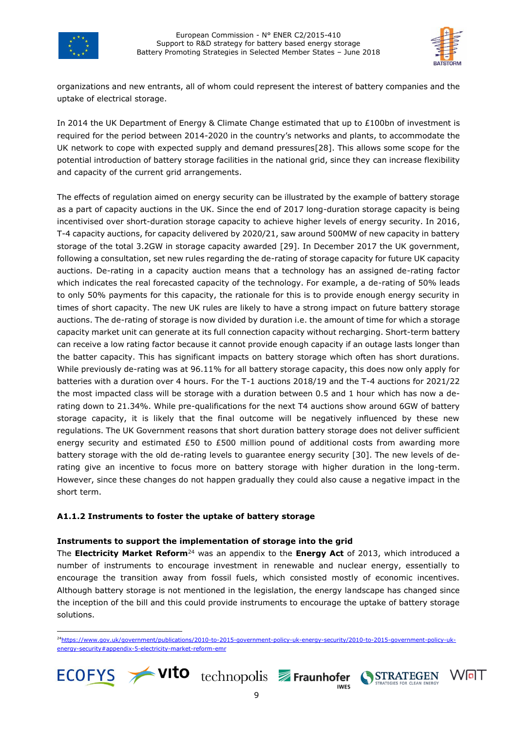organizations and new entrants, all of whom could represent the interest of battery companies and the uptake of electrical storage.

In 2014 the UK Department of Energy & Climate Change estimated that up to £100bn of investment is required for the period between 2014-2020 in the country's networks and plants, to accommodate the UK network to cope with expected supply and demand pressures[28]. This allows some scope for the potential introduction of battery storage facilities in the national grid, since they can increase flexibility and capacity of the current grid arrangements.

The effects of regulation aimed on energy security can be illustrated by the example of battery storage as a part of capacity auctions in the UK. Since the end of 2017 long-duration storage capacity is being incentivised over short-duration storage capacity to achieve higher levels of energy security. In 2016, T-4 capacity auctions, for capacity delivered by 2020/21, saw around 500MW of new capacity in battery storage of the total 3.2GW in storage capacity awarded [29]. In December 2017 the UK government, following a consultation, set new rules regarding the de-rating of storage capacity for future UK capacity auctions. De-rating in a capacity auction means that a technology has an assigned de-rating factor which indicates the real forecasted capacity of the technology. For example, a de-rating of 50% leads to only 50% payments for this capacity, the rationale for this is to provide enough energy security in times of short capacity. The new UK rules are likely to have a strong impact on future battery storage auctions. The de-rating of storage is now divided by duration i.e. the amount of time for which a storage capacity market unit can generate at its full connection capacity without recharging. Short-term battery can receive a low rating factor because it cannot provide enough capacity if an outage lasts longer than the batter capacity. This has significant impacts on battery storage which often has short durations. While previously de-rating was at 96.11% for all battery storage capacity, this does now only apply for batteries with a duration over 4 hours. For the T-1 auctions 2018/19 and the T-4 auctions for 2021/22 the most impacted class will be storage with a duration between 0.5 and 1 hour which has now a de-rating down to 21.34%. While pre-qualifications for the next T4 auctions show around 6GW of battery storage capacity, it is likely that the final outcome will be negatively influenced by these new regulations. The UK Government reasons that short duration battery storage does not deliver sufficient energy security and estimated £50 to £500 million pound of additional costs from awarding more battery storage with the old de-rating levels to guarantee energy security [30]. The new levels of de-rating give an incentive to focus more on battery storage with higher duration in the long-term. However, since these changes do not happen gradually they could also cause a negative impact in the short term.

### A1.1.2 Instruments to foster the uptake of battery storage

#### Instruments to support the implementation of storage into the grid

The **Electricity Market Reform**[24] was an appendix to the **Energy Act** of 2013, which introduced a number of instruments to encourage investment in renewable and nuclear energy, essentially to encourage the transition away from fossil fuels, which consisted mostly of economic incentives. Although battery storage is not mentioned in the legislation, the energy landscape has changed since the inception of the bill and this could provide instruments to encourage the uptake of battery storage solutions.

[24] https://www.gov.uk/government/publications/2010-to-2015-government-policy-uk-energy-security/2010-to-2015-government-policy-uk-energy-security#appendix-5-electricity-market-reform-emr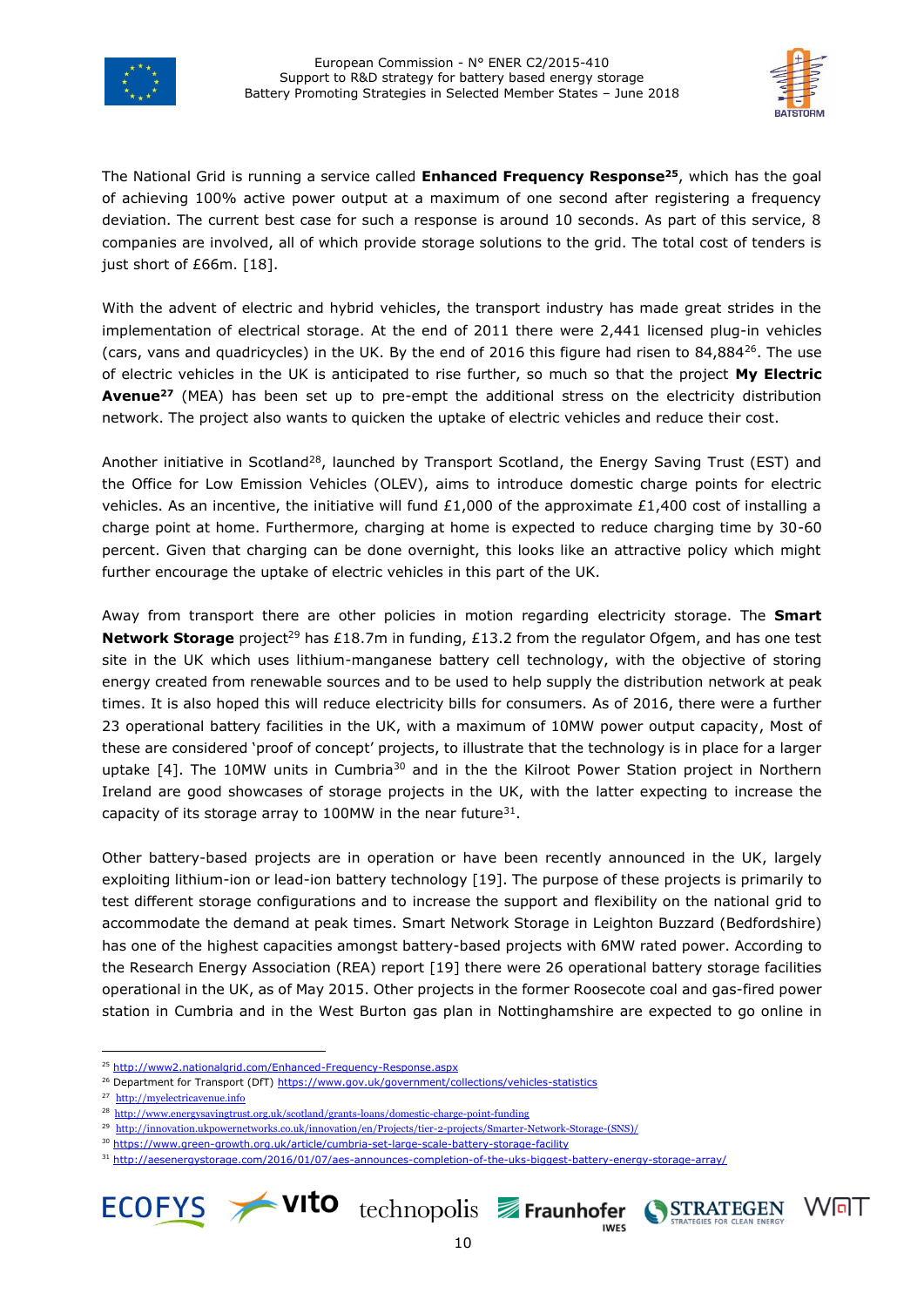The National Grid is running a service called **Enhanced Frequency Response**[25], which has the goal of achieving 100% active power output at a maximum of one second after registering a frequency deviation. The current best case for such a response is around 10 seconds. As part of this service, 8 companies are involved, all of which provide storage solutions to the grid. The total cost of tenders is just short of £66m. [18].

With the advent of electric and hybrid vehicles, the transport industry has made great strides in the implementation of electrical storage. At the end of 2011 there were 2,441 licensed plug-in vehicles (cars, vans and quadricycles) in the UK. By the end of 2016 this figure had risen to 84,884[26]. The use of electric vehicles in the UK is anticipated to rise further, so much so that the project **My Electric Avenue**[27] (MEA) has been set up to pre-empt the additional stress on the electricity distribution network. The project also wants to quicken the uptake of electric vehicles and reduce their cost.

Another initiative in Scotland[28], launched by Transport Scotland, the Energy Saving Trust (EST) and the Office for Low Emission Vehicles (OLEV), aims to introduce domestic charge points for electric vehicles. As an incentive, the initiative will fund £1,000 of the approximate £1,400 cost of installing a charge point at home. Furthermore, charging at home is expected to reduce charging time by 30-60 percent. Given that charging can be done overnight, this looks like an attractive policy which might further encourage the uptake of electric vehicles in this part of the UK.

Away from transport there are other policies in motion regarding electricity storage. The **Smart Network Storage** project[29] has £18.7m in funding, £13.2 from the regulator Ofgem, and has one test site in the UK which uses lithium-manganese battery cell technology, with the objective of storing energy created from renewable sources and to be used to help supply the distribution network at peak times. It is also hoped this will reduce electricity bills for consumers. As of 2016, there were a further 23 operational battery facilities in the UK, with a maximum of 10MW power output capacity, Most of these are considered 'proof of concept' projects, to illustrate that the technology is in place for a larger uptake [4]. The 10MW units in Cumbria[30] and in the the Kilroot Power Station project in Northern Ireland are good showcases of storage projects in the UK, with the latter expecting to increase the capacity of its storage array to 100MW in the near future[31].

Other battery-based projects are in operation or have been recently announced in the UK, largely exploiting lithium-ion or lead-ion battery technology [19]. The purpose of these projects is primarily to test different storage configurations and to increase the support and flexibility on the national grid to accommodate the demand at peak times. Smart Network Storage in Leighton Buzzard (Bedfordshire) has one of the highest capacities amongst battery-based projects with 6MW rated power. According to the Research Energy Association (REA) report [19] there were 26 operational battery storage facilities operational in the UK, as of May 2015. Other projects in the former Roosecote coal and gas-fired power station in Cumbria and in the West Burton gas plan in Nottinghamshire are expected to go online in

---

[25] http://www2.nationalgrid.com/Enhanced-Frequency-Response.aspx

[26] Department for Transport (DfT) https://www.gov.uk/government/collections/vehicles-statistics

[27] http://myelectricavenue.info

[28] http://www.energysavingtrust.org.uk/scotland/grants-loans/domestic-charge-point-funding

[29] http://innovation.ukpowernetworks.co.uk/innovation/en/Projects/tier-2-projects/Smarter-Network-Storage-(SNS)/

[30] https://www.green-growth.org.uk/article/cumbria-set-large-scale-battery-storage-facility

[31] http://aesenergystorage.com/2016/01/07/aes-announces-completion-of-the-uks-biggest-battery-energy-storage-array/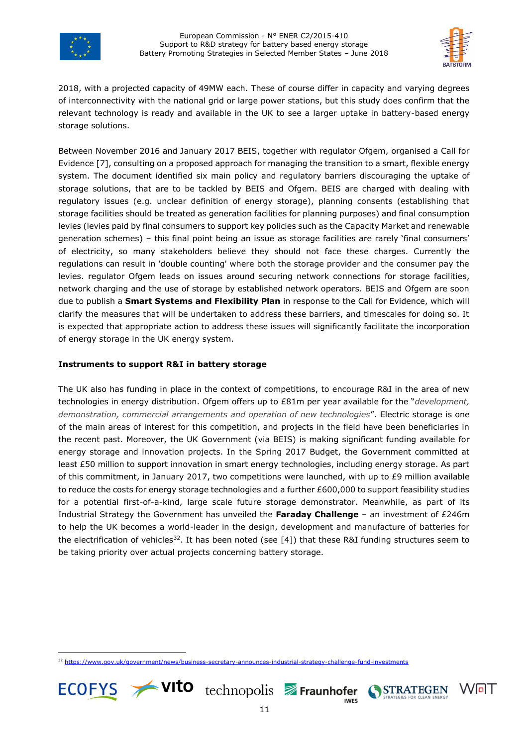2018, with a projected capacity of 49MW each. These of course differ in capacity and varying degrees of interconnectivity with the national grid or large power stations, but this study does confirm that the relevant technology is ready and available in the UK to see a larger uptake in battery-based energy storage solutions.

Between November 2016 and January 2017 BEIS, together with regulator Ofgem, organised a Call for Evidence [7], consulting on a proposed approach for managing the transition to a smart, flexible energy system. The document identified six main policy and regulatory barriers discouraging the uptake of storage solutions, that are to be tackled by BEIS and Ofgem. BEIS are charged with dealing with regulatory issues (e.g. unclear definition of energy storage), planning consents (establishing that storage facilities should be treated as generation facilities for planning purposes) and final consumption levies (levies paid by final consumers to support key policies such as the Capacity Market and renewable generation schemes) – this final point being an issue as storage facilities are rarely 'final consumers' of electricity, so many stakeholders believe they should not face these charges. Currently the regulations can result in 'double counting' where both the storage provider and the consumer pay the levies. regulator Ofgem leads on issues around securing network connections for storage facilities, network charging and the use of storage by established network operators. BEIS and Ofgem are soon due to publish a **Smart Systems and Flexibility Plan** in response to the Call for Evidence, which will clarify the measures that will be undertaken to address these barriers, and timescales for doing so. It is expected that appropriate action to address these issues will significantly facilitate the incorporation of energy storage in the UK energy system.

**Instruments to support R&I in battery storage**

The UK also has funding in place in the context of competitions, to encourage R&I in the area of new technologies in energy distribution. Ofgem offers up to £81m per year available for the "*development, demonstration, commercial arrangements and operation of new technologies*". Electric storage is one of the main areas of interest for this competition, and projects in the field have been beneficiaries in the recent past. Moreover, the UK Government (via BEIS) is making significant funding available for energy storage and innovation projects. In the Spring 2017 Budget, the Government committed at least £50 million to support innovation in smart energy technologies, including energy storage. As part of this commitment, in January 2017, two competitions were launched, with up to £9 million available to reduce the costs for energy storage technologies and a further £600,000 to support feasibility studies for a potential first-of-a-kind, large scale future storage demonstrator. Meanwhile, as part of its Industrial Strategy the Government has unveiled the **Faraday Challenge** – an investment of £246m to help the UK becomes a world-leader in the design, development and manufacture of batteries for the electrification of vehicles[32]. It has been noted (see [4]) that these R&I funding structures seem to be taking priority over actual projects concerning battery storage.

[32] https://www.gov.uk/government/news/business-secretary-announces-industrial-strategy-challenge-fund-investments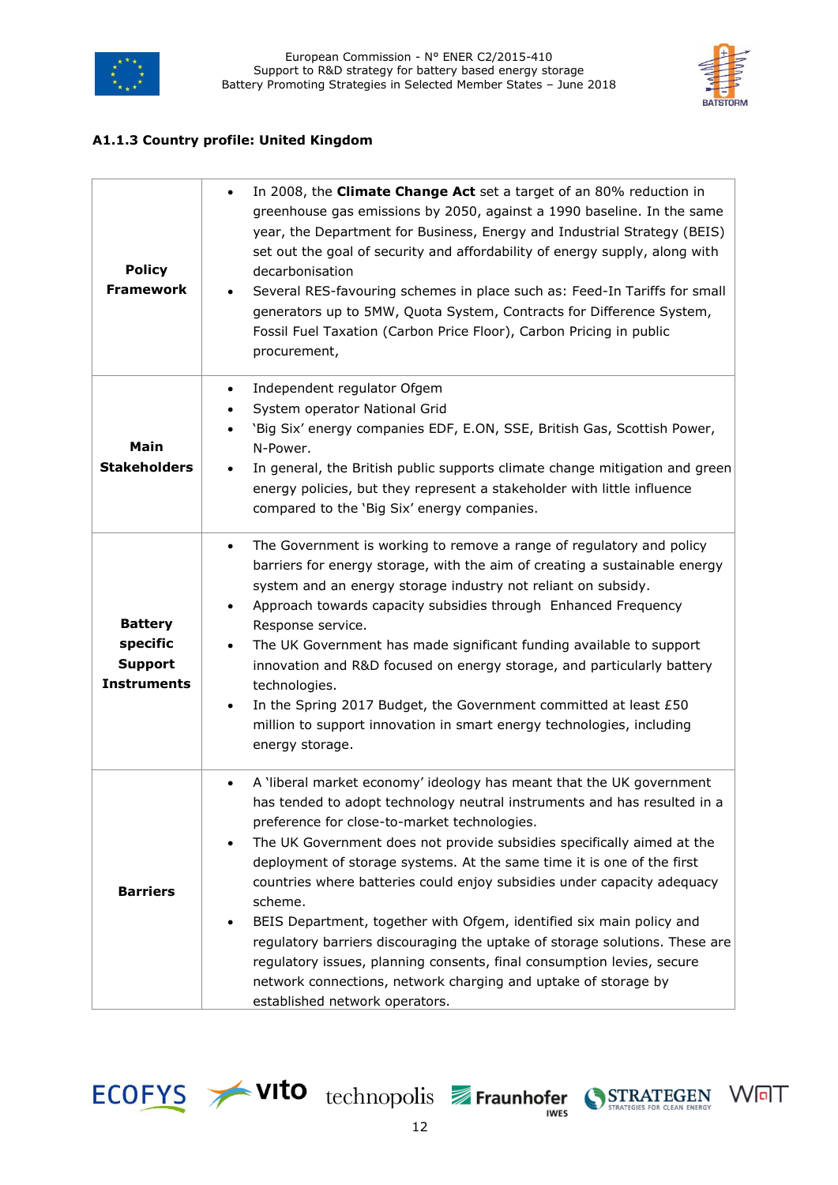### A1.1.3 Country profile: United Kingdom

| | |
|---|---|
| **Policy Framework** | • In 2008, the **Climate Change Act** set a target of an 80% reduction in greenhouse gas emissions by 2050, against a 1990 baseline. In the same year, the Department for Business, Energy and Industrial Strategy (BEIS) set out the goal of security and affordability of energy supply, along with decarbonisation<br>• Several RES-favouring schemes in place such as: Feed-In Tariffs for small generators up to 5MW, Quota System, Contracts for Difference System, Fossil Fuel Taxation (Carbon Price Floor), Carbon Pricing in public procurement, |
| **Main Stakeholders** | • Independent regulator Ofgem<br>• System operator National Grid<br>• 'Big Six' energy companies EDF, E.ON, SSE, British Gas, Scottish Power, N-Power.<br>• In general, the British public supports climate change mitigation and green energy policies, but they represent a stakeholder with little influence compared to the 'Big Six' energy companies. |
| **Battery specific Support Instruments** | • The Government is working to remove a range of regulatory and policy barriers for energy storage, with the aim of creating a sustainable energy system and an energy storage industry not reliant on subsidy.<br>• Approach towards capacity subsidies through Enhanced Frequency Response service.<br>• The UK Government has made significant funding available to support innovation and R&D focused on energy storage, and particularly battery technologies.<br>• In the Spring 2017 Budget, the Government committed at least £50 million to support innovation in smart energy technologies, including energy storage. |
| **Barriers** | • A 'liberal market economy' ideology has meant that the UK government has tended to adopt technology neutral instruments and has resulted in a preference for close-to-market technologies.<br>• The UK Government does not provide subsidies specifically aimed at the deployment of storage systems. At the same time it is one of the first countries where batteries could enjoy subsidies under capacity adequacy scheme.<br>• BEIS Department, together with Ofgem, identified six main policy and regulatory barriers discouraging the uptake of storage solutions. These are regulatory issues, planning consents, final consumption levies, secure network connections, network charging and uptake of storage by established network operators. |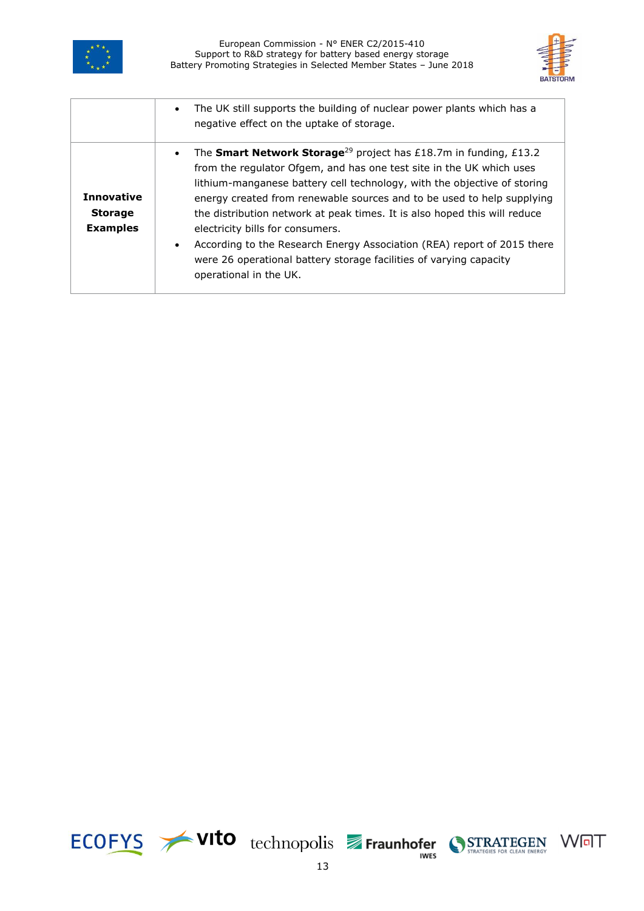| | |
|---|---|
| | • The UK still supports the building of nuclear power plants which has a negative effect on the uptake of storage. |
| **Innovative Storage Examples** | • The **Smart Network Storage**[29] project has £18.7m in funding, £13.2 from the regulator Ofgem, and has one test site in the UK which uses lithium-manganese battery cell technology, with the objective of storing energy created from renewable sources and to be used to help supplying the distribution network at peak times. It is also hoped this will reduce electricity bills for consumers.<br>• According to the Research Energy Association (REA) report of 2015 there were 26 operational battery storage facilities of varying capacity operational in the UK. |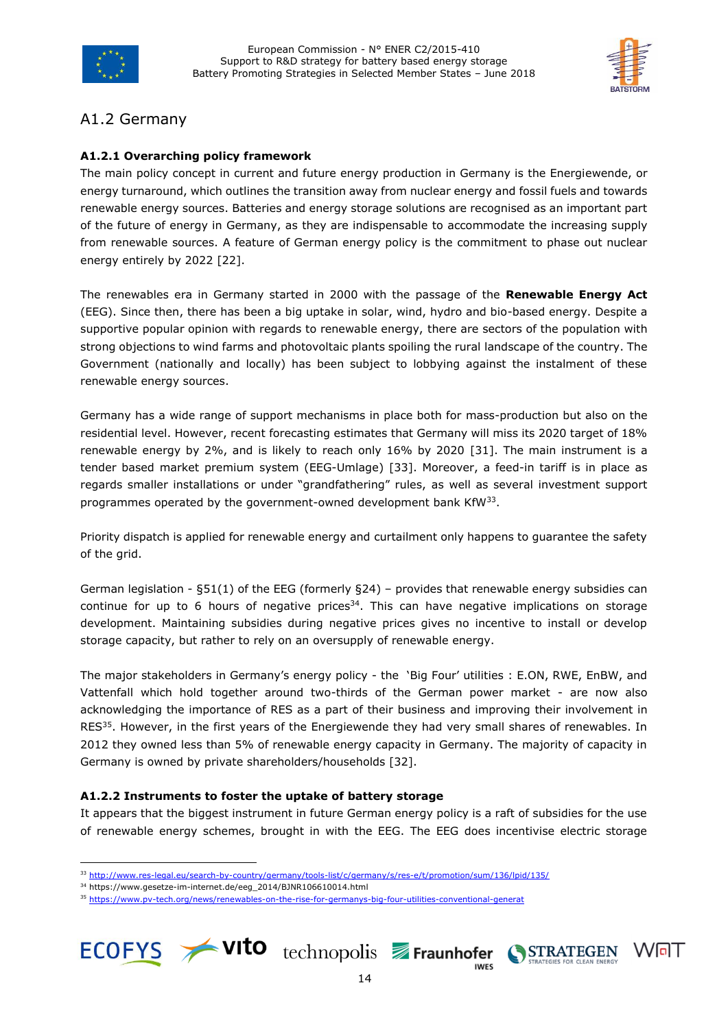## A1.2 Germany

### A1.2.1 Overarching policy framework

The main policy concept in current and future energy production in Germany is the Energiewende, or energy turnaround, which outlines the transition away from nuclear energy and fossil fuels and towards renewable energy sources. Batteries and energy storage solutions are recognised as an important part of the future of energy in Germany, as they are indispensable to accommodate the increasing supply from renewable sources. A feature of German energy policy is the commitment to phase out nuclear energy entirely by 2022 [22].

The renewables era in Germany started in 2000 with the passage of the **Renewable Energy Act** (EEG). Since then, there has been a big uptake in solar, wind, hydro and bio-based energy. Despite a supportive popular opinion with regards to renewable energy, there are sectors of the population with strong objections to wind farms and photovoltaic plants spoiling the rural landscape of the country. The Government (nationally and locally) has been subject to lobbying against the instalment of these renewable energy sources.

Germany has a wide range of support mechanisms in place both for mass-production but also on the residential level. However, recent forecasting estimates that Germany will miss its 2020 target of 18% renewable energy by 2%, and is likely to reach only 16% by 2020 [31]. The main instrument is a tender based market premium system (EEG-Umlage) [33]. Moreover, a feed-in tariff is in place as regards smaller installations or under "grandfathering" rules, as well as several investment support programmes operated by the government-owned development bank KfW[33].

Priority dispatch is applied for renewable energy and curtailment only happens to guarantee the safety of the grid.

German legislation - §51(1) of the EEG (formerly §24) – provides that renewable energy subsidies can continue for up to 6 hours of negative prices[34]. This can have negative implications on storage development. Maintaining subsidies during negative prices gives no incentive to install or develop storage capacity, but rather to rely on an oversupply of renewable energy.

The major stakeholders in Germany's energy policy - the 'Big Four' utilities : E.ON, RWE, EnBW, and Vattenfall which hold together around two-thirds of the German power market - are now also acknowledging the importance of RES as a part of their business and improving their involvement in RES[35]. However, in the first years of the Energiewende they had very small shares of renewables. In 2012 they owned less than 5% of renewable energy capacity in Germany. The majority of capacity in Germany is owned by private shareholders/households [32].

### A1.2.2 Instruments to foster the uptake of battery storage

It appears that the biggest instrument in future German energy policy is a raft of subsidies for the use of renewable energy schemes, brought in with the EEG. The EEG does incentivise electric storage

---

[33] http://www.res-legal.eu/search-by-country/germany/tools-list/c/germany/s/res-e/t/promotion/sum/136/lpid/135/

[34] https://www.gesetze-im-internet.de/eeg_2014/BJNR106610014.html

[35] https://www.pv-tech.org/news/renewables-on-the-rise-for-germanys-big-four-utilities-conventional-generat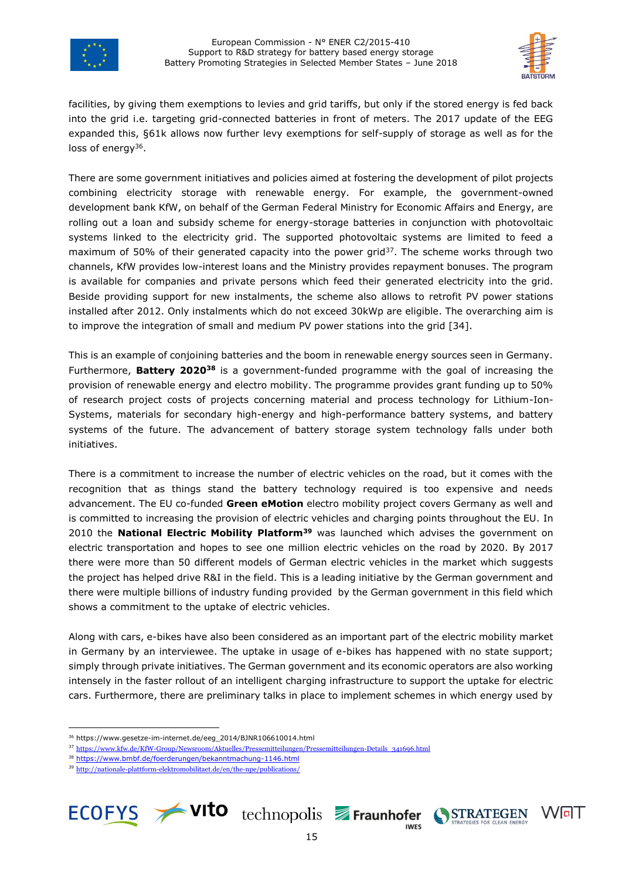facilities, by giving them exemptions to levies and grid tariffs, but only if the stored energy is fed back into the grid i.e. targeting grid-connected batteries in front of meters. The 2017 update of the EEG expanded this, §61k allows now further levy exemptions for self-supply of storage as well as for the loss of energy[36].

There are some government initiatives and policies aimed at fostering the development of pilot projects combining electricity storage with renewable energy. For example, the government-owned development bank KfW, on behalf of the German Federal Ministry for Economic Affairs and Energy, are rolling out a loan and subsidy scheme for energy-storage batteries in conjunction with photovoltaic systems linked to the electricity grid. The supported photovoltaic systems are limited to feed a maximum of 50% of their generated capacity into the power grid[37]. The scheme works through two channels, KfW provides low-interest loans and the Ministry provides repayment bonuses. The program is available for companies and private persons which feed their generated electricity into the grid. Beside providing support for new instalments, the scheme also allows to retrofit PV power stations installed after 2012. Only instalments which do not exceed 30kWp are eligible. The overarching aim is to improve the integration of small and medium PV power stations into the grid [34].

This is an example of conjoining batteries and the boom in renewable energy sources seen in Germany. Furthermore, **Battery 2020**[38] is a government-funded programme with the goal of increasing the provision of renewable energy and electro mobility. The programme provides grant funding up to 50% of research project costs of projects concerning material and process technology for Lithium-Ion-Systems, materials for secondary high-energy and high-performance battery systems, and battery systems of the future. The advancement of battery storage system technology falls under both initiatives.

There is a commitment to increase the number of electric vehicles on the road, but it comes with the recognition that as things stand the battery technology required is too expensive and needs advancement. The EU co-funded **Green eMotion** electro mobility project covers Germany as well and is committed to increasing the provision of electric vehicles and charging points throughout the EU. In 2010 the **National Electric Mobility Platform**[39] was launched which advises the government on electric transportation and hopes to see one million electric vehicles on the road by 2020. By 2017 there were more than 50 different models of German electric vehicles in the market which suggests the project has helped drive R&I in the field. This is a leading initiative by the German government and there were multiple billions of industry funding provided by the German government in this field which shows a commitment to the uptake of electric vehicles.

Along with cars, e-bikes have also been considered as an important part of the electric mobility market in Germany by an interviewee. The uptake in usage of e-bikes has happened with no state support; simply through private initiatives. The German government and its economic operators are also working intensely in the faster rollout of an intelligent charging infrastructure to support the uptake for electric cars. Furthermore, there are preliminary talks in place to implement schemes in which energy used by

[36] https://www.gesetze-im-internet.de/eeg_2014/BJNR106610014.html

[37] https://www.kfw.de/KfW-Group/Newsroom/Aktuelles/Pressemitteilungen/Pressemitteilungen-Details_341696.html

[38] https://www.bmbf.de/foerderungen/bekanntmachung-1146.html

[39] http://nationale-plattform-elektromobilitaet.de/en/the-npe/publications/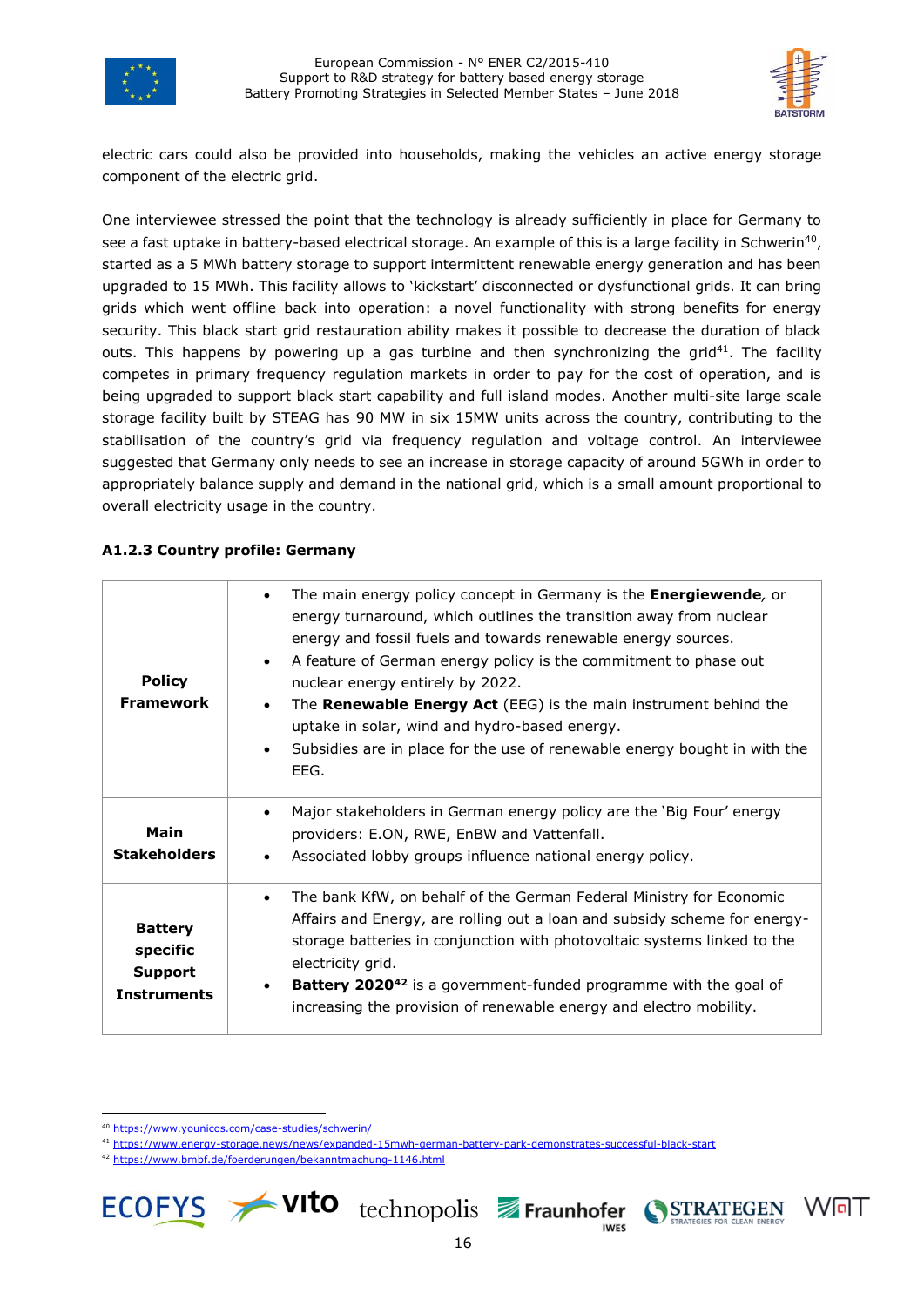electric cars could also be provided into households, making the vehicles an active energy storage component of the electric grid.

One interviewee stressed the point that the technology is already sufficiently in place for Germany to see a fast uptake in battery-based electrical storage. An example of this is a large facility in Schwerin[40], started as a 5 MWh battery storage to support intermittent renewable energy generation and has been upgraded to 15 MWh. This facility allows to 'kickstart' disconnected or dysfunctional grids. It can bring grids which went offline back into operation: a novel functionality with strong benefits for energy security. This black start grid restauration ability makes it possible to decrease the duration of black outs. This happens by powering up a gas turbine and then synchronizing the grid[41]. The facility competes in primary frequency regulation markets in order to pay for the cost of operation, and is being upgraded to support black start capability and full island modes. Another multi-site large scale storage facility built by STEAG has 90 MW in six 15MW units across the country, contributing to the stabilisation of the country's grid via frequency regulation and voltage control. An interviewee suggested that Germany only needs to see an increase in storage capacity of around 5GWh in order to appropriately balance supply and demand in the national grid, which is a small amount proportional to overall electricity usage in the country.

### A1.2.3 Country profile: Germany

| | |
|---|---|
| **Policy Framework** | • The main energy policy concept in Germany is the **Energiewende**, or energy turnaround, which outlines the transition away from nuclear energy and fossil fuels and towards renewable energy sources.<br>• A feature of German energy policy is the commitment to phase out nuclear energy entirely by 2022.<br>• The **Renewable Energy Act** (EEG) is the main instrument behind the uptake in solar, wind and hydro-based energy.<br>• Subsidies are in place for the use of renewable energy bought in with the EEG. |
| **Main Stakeholders** | • Major stakeholders in German energy policy are the 'Big Four' energy providers: E.ON, RWE, EnBW and Vattenfall.<br>• Associated lobby groups influence national energy policy. |
| **Battery specific Support Instruments** | • The bank KfW, on behalf of the German Federal Ministry for Economic Affairs and Energy, are rolling out a loan and subsidy scheme for energy-storage batteries in conjunction with photovoltaic systems linked to the electricity grid.<br>• **Battery 2020**[42] is a government-funded programme with the goal of increasing the provision of renewable energy and electro mobility. |

[40] https://www.younicos.com/case-studies/schwerin/

[41] https://www.energy-storage.news/news/expanded-15mwh-german-battery-park-demonstrates-successful-black-start

[42] https://www.bmbf.de/foerderungen/bekanntmachung-1146.html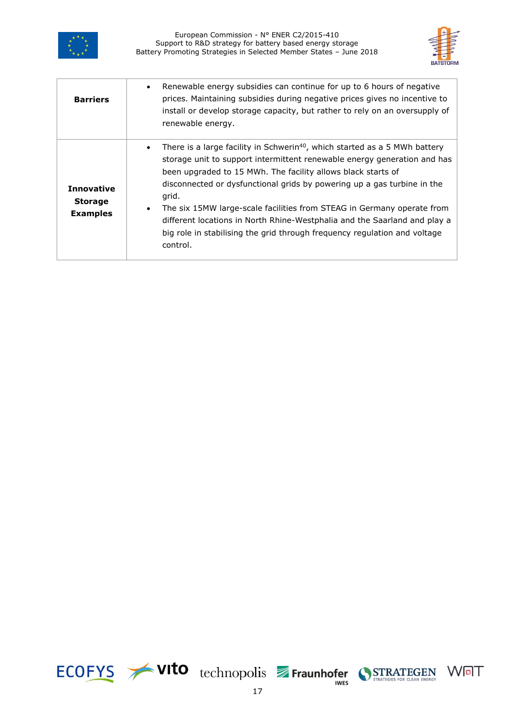| | |
|---|---|
| **Barriers** | • Renewable energy subsidies can continue for up to 6 hours of negative prices. Maintaining subsidies during negative prices gives no incentive to install or develop storage capacity, but rather to rely on an oversupply of renewable energy. |
| **Innovative Storage Examples** | • There is a large facility in Schwerin[40], which started as a 5 MWh battery storage unit to support intermittent renewable energy generation and has been upgraded to 15 MWh. The facility allows black starts of disconnected or dysfunctional grids by powering up a gas turbine in the grid.<br>• The six 15MW large-scale facilities from STEAG in Germany operate from different locations in North Rhine-Westphalia and the Saarland and play a big role in stabilising the grid through frequency regulation and voltage control. |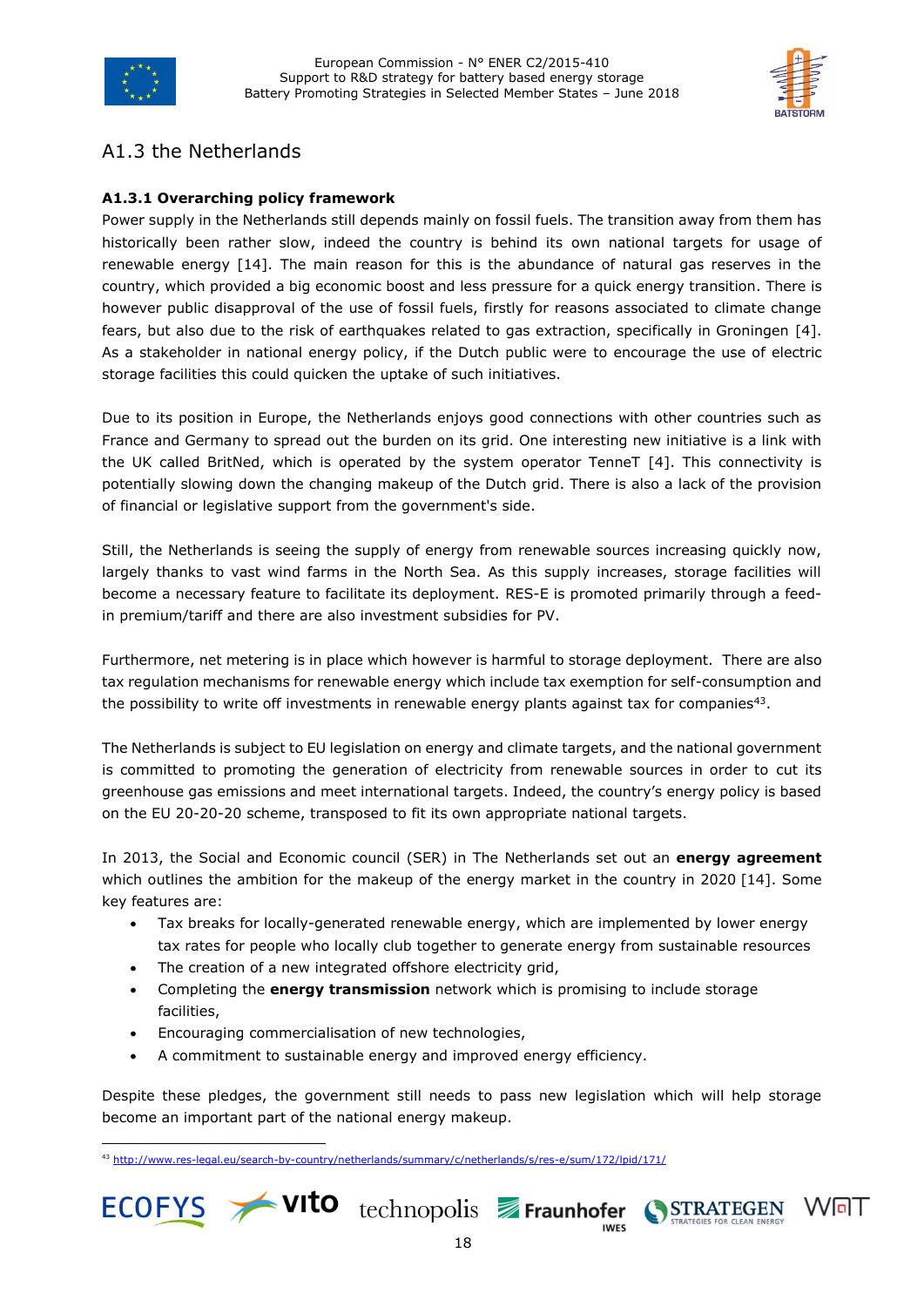## A1.3 the Netherlands

### A1.3.1 Overarching policy framework

Power supply in the Netherlands still depends mainly on fossil fuels. The transition away from them has historically been rather slow, indeed the country is behind its own national targets for usage of renewable energy [14]. The main reason for this is the abundance of natural gas reserves in the country, which provided a big economic boost and less pressure for a quick energy transition. There is however public disapproval of the use of fossil fuels, firstly for reasons associated to climate change fears, but also due to the risk of earthquakes related to gas extraction, specifically in Groningen [4]. As a stakeholder in national energy policy, if the Dutch public were to encourage the use of electric storage facilities this could quicken the uptake of such initiatives.

Due to its position in Europe, the Netherlands enjoys good connections with other countries such as France and Germany to spread out the burden on its grid. One interesting new initiative is a link with the UK called BritNed, which is operated by the system operator TenneT [4]. This connectivity is potentially slowing down the changing makeup of the Dutch grid. There is also a lack of the provision of financial or legislative support from the government's side.

Still, the Netherlands is seeing the supply of energy from renewable sources increasing quickly now, largely thanks to vast wind farms in the North Sea. As this supply increases, storage facilities will become a necessary feature to facilitate its deployment. RES-E is promoted primarily through a feed-in premium/tariff and there are also investment subsidies for PV.

Furthermore, net metering is in place which however is harmful to storage deployment. There are also tax regulation mechanisms for renewable energy which include tax exemption for self-consumption and the possibility to write off investments in renewable energy plants against tax for companies[43].

The Netherlands is subject to EU legislation on energy and climate targets, and the national government is committed to promoting the generation of electricity from renewable sources in order to cut its greenhouse gas emissions and meet international targets. Indeed, the country's energy policy is based on the EU 20-20-20 scheme, transposed to fit its own appropriate national targets.

In 2013, the Social and Economic council (SER) in The Netherlands set out an **energy agreement** which outlines the ambition for the makeup of the energy market in the country in 2020 [14]. Some key features are:

- Tax breaks for locally-generated renewable energy, which are implemented by lower energy tax rates for people who locally club together to generate energy from sustainable resources
- The creation of a new integrated offshore electricity grid,
- Completing the **energy transmission** network which is promising to include storage facilities,
- Encouraging commercialisation of new technologies,
- A commitment to sustainable energy and improved energy efficiency.

Despite these pledges, the government still needs to pass new legislation which will help storage become an important part of the national energy makeup.

[43] http://www.res-legal.eu/search-by-country/netherlands/summary/c/netherlands/s/res-e/sum/172/lpid/171/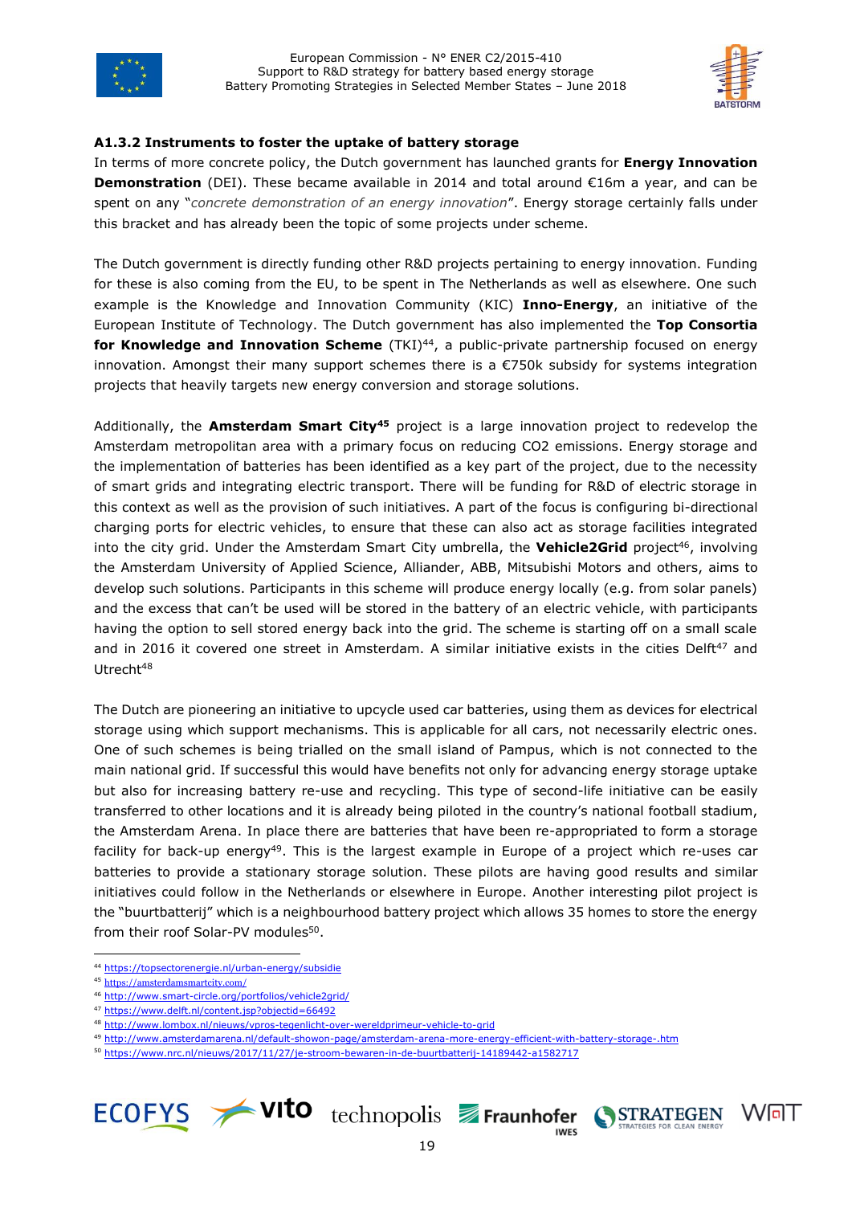### A1.3.2 Instruments to foster the uptake of battery storage

In terms of more concrete policy, the Dutch government has launched grants for **Energy Innovation Demonstration** (DEI). These became available in 2014 and total around €16m a year, and can be spent on any "*concrete demonstration of an energy innovation*". Energy storage certainly falls under this bracket and has already been the topic of some projects under scheme.

The Dutch government is directly funding other R&D projects pertaining to energy innovation. Funding for these is also coming from the EU, to be spent in The Netherlands as well as elsewhere. One such example is the Knowledge and Innovation Community (KIC) **Inno-Energy**, an initiative of the European Institute of Technology. The Dutch government has also implemented the **Top Consortia for Knowledge and Innovation Scheme** (TKI)[44], a public-private partnership focused on energy innovation. Amongst their many support schemes there is a €750k subsidy for systems integration projects that heavily targets new energy conversion and storage solutions.

Additionally, the **Amsterdam Smart City**[45] project is a large innovation project to redevelop the Amsterdam metropolitan area with a primary focus on reducing CO2 emissions. Energy storage and the implementation of batteries has been identified as a key part of the project, due to the necessity of smart grids and integrating electric transport. There will be funding for R&D of electric storage in this context as well as the provision of such initiatives. A part of the focus is configuring bi-directional charging ports for electric vehicles, to ensure that these can also act as storage facilities integrated into the city grid. Under the Amsterdam Smart City umbrella, the **Vehicle2Grid** project[46], involving the Amsterdam University of Applied Science, Alliander, ABB, Mitsubishi Motors and others, aims to develop such solutions. Participants in this scheme will produce energy locally (e.g. from solar panels) and the excess that can't be used will be stored in the battery of an electric vehicle, with participants having the option to sell stored energy back into the grid. The scheme is starting off on a small scale and in 2016 it covered one street in Amsterdam. A similar initiative exists in the cities Delft[47] and Utrecht[48]

The Dutch are pioneering an initiative to upcycle used car batteries, using them as devices for electrical storage using which support mechanisms. This is applicable for all cars, not necessarily electric ones. One of such schemes is being trialled on the small island of Pampus, which is not connected to the main national grid. If successful this would have benefits not only for advancing energy storage uptake but also for increasing battery re-use and recycling. This type of second-life initiative can be easily transferred to other locations and it is already being piloted in the country's national football stadium, the Amsterdam Arena. In place there are batteries that have been re-appropriated to form a storage facility for back-up energy[49]. This is the largest example in Europe of a project which re-uses car batteries to provide a stationary storage solution. These pilots are having good results and similar initiatives could follow in the Netherlands or elsewhere in Europe. Another interesting pilot project is the "buurtbatterij" which is a neighbourhood battery project which allows 35 homes to store the energy from their roof Solar-PV modules[50].

---

[44] https://topsectorenergie.nl/urban-energy/subsidie

[45] https://amsterdamsmartcity.com/

[46] http://www.smart-circle.org/portfolios/vehicle2grid/

[47] https://www.delft.nl/content.jsp?objectid=66492

[48] http://www.lombox.nl/nieuws/vpros-tegenlicht-over-wereldprimeur-vehicle-to-grid

[49] http://www.amsterdamarena.nl/default-showon-page/amsterdam-arena-more-energy-efficient-with-battery-storage-.htm

[50] https://www.nrc.nl/nieuws/2017/11/27/je-stroom-bewaren-in-de-buurtbatterij-14189442-a1582717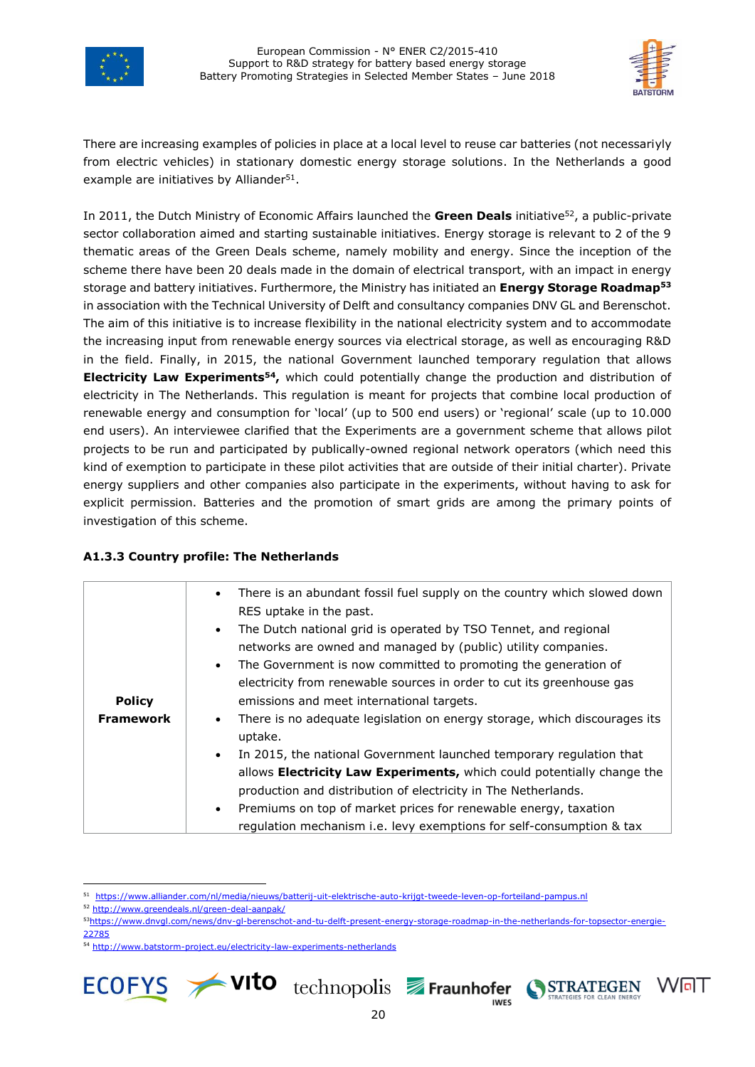There are increasing examples of policies in place at a local level to reuse car batteries (not necessariyly from electric vehicles) in stationary domestic energy storage solutions. In the Netherlands a good example are initiatives by Alliander[51].

In 2011, the Dutch Ministry of Economic Affairs launched the **Green Deals** initiative[52], a public-private sector collaboration aimed and starting sustainable initiatives. Energy storage is relevant to 2 of the 9 thematic areas of the Green Deals scheme, namely mobility and energy. Since the inception of the scheme there have been 20 deals made in the domain of electrical transport, with an impact in energy storage and battery initiatives. Furthermore, the Ministry has initiated an **Energy Storage Roadmap[53]** in association with the Technical University of Delft and consultancy companies DNV GL and Berenschot. The aim of this initiative is to increase flexibility in the national electricity system and to accommodate the increasing input from renewable energy sources via electrical storage, as well as encouraging R&D in the field. Finally, in 2015, the national Government launched temporary regulation that allows **Electricity Law Experiments[54],** which could potentially change the production and distribution of electricity in The Netherlands. This regulation is meant for projects that combine local production of renewable energy and consumption for 'local' (up to 500 end users) or 'regional' scale (up to 10.000 end users). An interviewee clarified that the Experiments are a government scheme that allows pilot projects to be run and participated by publically-owned regional network operators (which need this kind of exemption to participate in these pilot activities that are outside of their initial charter). Private energy suppliers and other companies also participate in the experiments, without having to ask for explicit permission. Batteries and the promotion of smart grids are among the primary points of investigation of this scheme.

#### A1.3.3 Country profile: The Netherlands

| | |
|---|---|
| **Policy Framework** | • There is an abundant fossil fuel supply on the country which slowed down RES uptake in the past.<br>• The Dutch national grid is operated by TSO Tennet, and regional networks are owned and managed by (public) utility companies.<br>• The Government is now committed to promoting the generation of electricity from renewable sources in order to cut its greenhouse gas emissions and meet international targets.<br>• There is no adequate legislation on energy storage, which discourages its uptake.<br>• In 2015, the national Government launched temporary regulation that allows **Electricity Law Experiments,** which could potentially change the production and distribution of electricity in The Netherlands.<br>• Premiums on top of market prices for renewable energy, taxation regulation mechanism i.e. levy exemptions for self-consumption & tax |

[51] https://www.alliander.com/nl/media/nieuws/batterij-uit-elektrische-auto-krijgt-tweede-leven-op-forteiland-pampus.nl
[52] http://www.greendeals.nl/green-deal-aanpak/
[53] https://www.dnvgl.com/news/dnv-gl-berenschot-and-tu-delft-present-energy-storage-roadmap-in-the-netherlands-for-topsector-energie-22785
[54] http://www.batstorm-project.eu/electricity-law-experiments-netherlands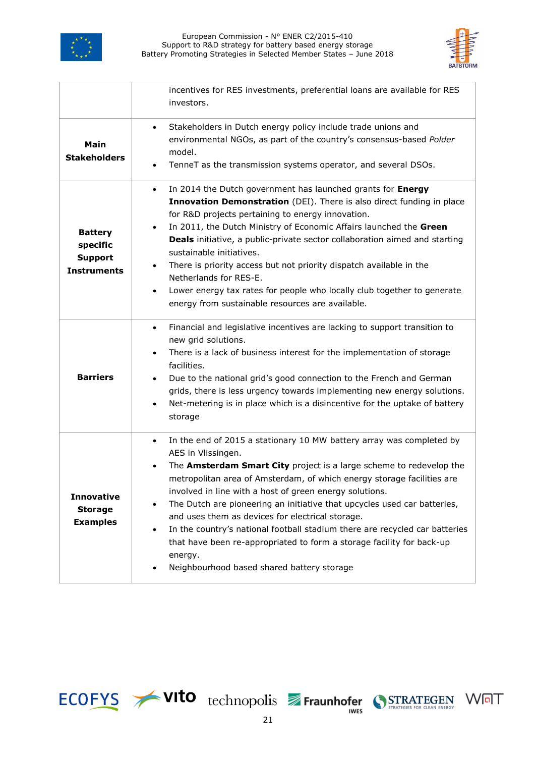| | |
|---|---|
| | incentives for RES investments, preferential loans are available for RES investors. |
| **Main Stakeholders** | • Stakeholders in Dutch energy policy include trade unions and environmental NGOs, as part of the country's consensus-based *Polder* model.<br>• TenneT as the transmission systems operator, and several DSOs. |
| **Battery specific Support Instruments** | • In 2014 the Dutch government has launched grants for **Energy Innovation Demonstration** (DEI). There is also direct funding in place for R&D projects pertaining to energy innovation.<br>• In 2011, the Dutch Ministry of Economic Affairs launched the **Green Deals** initiative, a public-private sector collaboration aimed and starting sustainable initiatives.<br>• There is priority access but not priority dispatch available in the Netherlands for RES-E.<br>• Lower energy tax rates for people who locally club together to generate energy from sustainable resources are available. |
| **Barriers** | • Financial and legislative incentives are lacking to support transition to new grid solutions.<br>• There is a lack of business interest for the implementation of storage facilities.<br>• Due to the national grid's good connection to the French and German grids, there is less urgency towards implementing new energy solutions.<br>• Net-metering is in place which is a disincentive for the uptake of battery storage |
| **Innovative Storage Examples** | • In the end of 2015 a stationary 10 MW battery array was completed by AES in Vlissingen.<br>• The **Amsterdam Smart City** project is a large scheme to redevelop the metropolitan area of Amsterdam, of which energy storage facilities are involved in line with a host of green energy solutions.<br>• The Dutch are pioneering an initiative that upcycles used car batteries, and uses them as devices for electrical storage.<br>• In the country's national football stadium there are recycled car batteries that have been re-appropriated to form a storage facility for back-up energy.<br>• Neighbourhood based shared battery storage |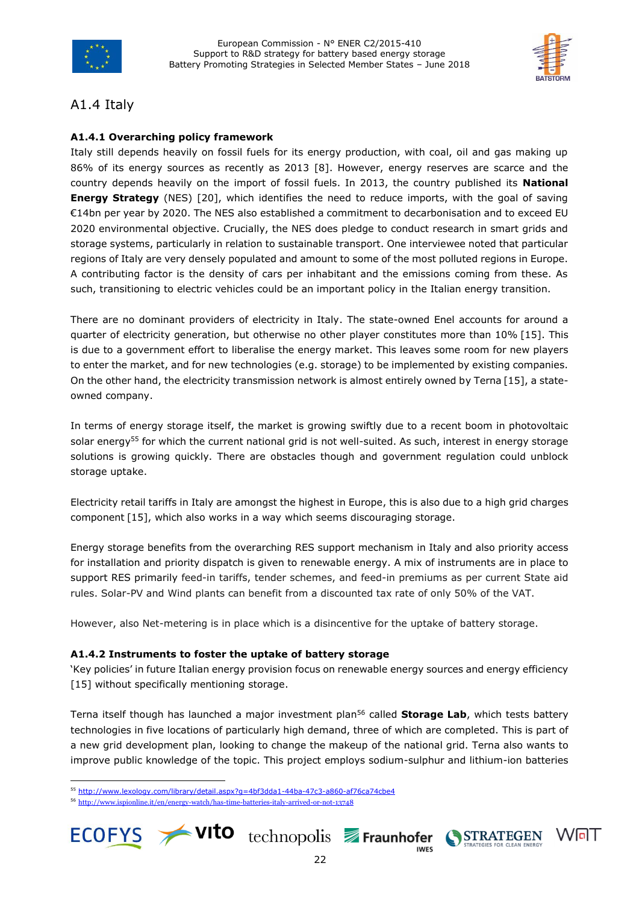## A1.4 Italy

### A1.4.1 Overarching policy framework

Italy still depends heavily on fossil fuels for its energy production, with coal, oil and gas making up 86% of its energy sources as recently as 2013 [8]. However, energy reserves are scarce and the country depends heavily on the import of fossil fuels. In 2013, the country published its **National Energy Strategy** (NES) [20], which identifies the need to reduce imports, with the goal of saving €14bn per year by 2020. The NES also established a commitment to decarbonisation and to exceed EU 2020 environmental objective. Crucially, the NES does pledge to conduct research in smart grids and storage systems, particularly in relation to sustainable transport. One interviewee noted that particular regions of Italy are very densely populated and amount to some of the most polluted regions in Europe. A contributing factor is the density of cars per inhabitant and the emissions coming from these. As such, transitioning to electric vehicles could be an important policy in the Italian energy transition.

There are no dominant providers of electricity in Italy. The state-owned Enel accounts for around a quarter of electricity generation, but otherwise no other player constitutes more than 10% [15]. This is due to a government effort to liberalise the energy market. This leaves some room for new players to enter the market, and for new technologies (e.g. storage) to be implemented by existing companies. On the other hand, the electricity transmission network is almost entirely owned by Terna [15], a state-owned company.

In terms of energy storage itself, the market is growing swiftly due to a recent boom in photovoltaic solar energy[55] for which the current national grid is not well-suited. As such, interest in energy storage solutions is growing quickly. There are obstacles though and government regulation could unblock storage uptake.

Electricity retail tariffs in Italy are amongst the highest in Europe, this is also due to a high grid charges component [15], which also works in a way which seems discouraging storage.

Energy storage benefits from the overarching RES support mechanism in Italy and also priority access for installation and priority dispatch is given to renewable energy. A mix of instruments are in place to support RES primarily feed-in tariffs, tender schemes, and feed-in premiums as per current State aid rules. Solar-PV and Wind plants can benefit from a discounted tax rate of only 50% of the VAT.

However, also Net-metering is in place which is a disincentive for the uptake of battery storage.

### A1.4.2 Instruments to foster the uptake of battery storage

'Key policies' in future Italian energy provision focus on renewable energy sources and energy efficiency [15] without specifically mentioning storage.

Terna itself though has launched a major investment plan[56] called **Storage Lab**, which tests battery technologies in five locations of particularly high demand, three of which are completed. This is part of a new grid development plan, looking to change the makeup of the national grid. Terna also wants to improve public knowledge of the topic. This project employs sodium-sulphur and lithium-ion batteries

[55] http://www.lexology.com/library/detail.aspx?g=4bf3dda1-44ba-47c3-a860-af76ca74cbe4

[56] http://www.ispionline.it/en/energy-watch/has-time-batteries-italy-arrived-or-not-13748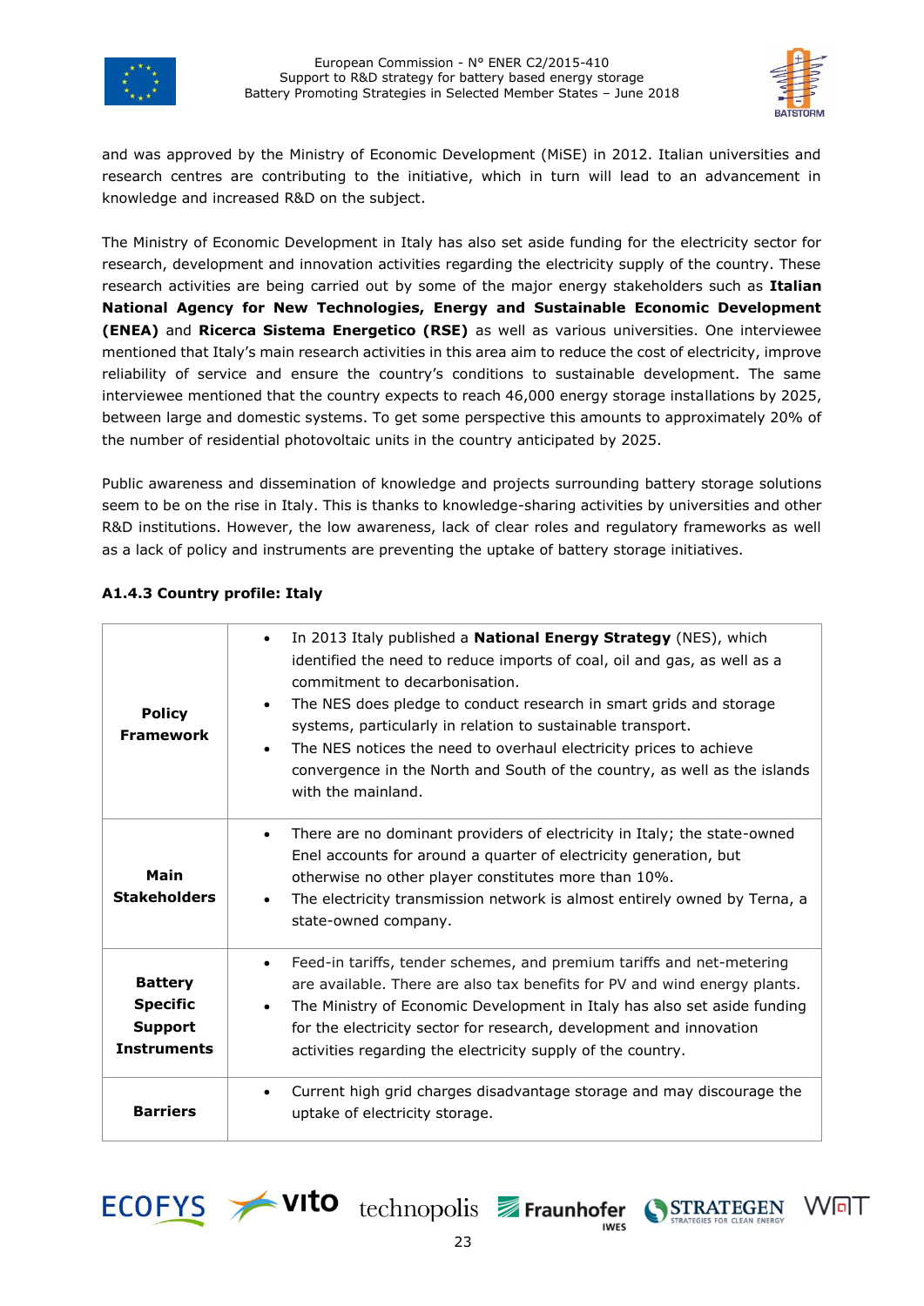and was approved by the Ministry of Economic Development (MiSE) in 2012. Italian universities and research centres are contributing to the initiative, which in turn will lead to an advancement in knowledge and increased R&D on the subject.

The Ministry of Economic Development in Italy has also set aside funding for the electricity sector for research, development and innovation activities regarding the electricity supply of the country. These research activities are being carried out by some of the major energy stakeholders such as **Italian National Agency for New Technologies, Energy and Sustainable Economic Development (ENEA)** and **Ricerca Sistema Energetico (RSE)** as well as various universities. One interviewee mentioned that Italy's main research activities in this area aim to reduce the cost of electricity, improve reliability of service and ensure the country's conditions to sustainable development. The same interviewee mentioned that the country expects to reach 46,000 energy storage installations by 2025, between large and domestic systems. To get some perspective this amounts to approximately 20% of the number of residential photovoltaic units in the country anticipated by 2025.

Public awareness and dissemination of knowledge and projects surrounding battery storage solutions seem to be on the rise in Italy. This is thanks to knowledge-sharing activities by universities and other R&D institutions. However, the low awareness, lack of clear roles and regulatory frameworks as well as a lack of policy and instruments are preventing the uptake of battery storage initiatives.

#### A1.4.3 Country profile: Italy

| | |
|---|---|
| **Policy Framework** | • In 2013 Italy published a **National Energy Strategy** (NES), which identified the need to reduce imports of coal, oil and gas, as well as a commitment to decarbonisation.<br>• The NES does pledge to conduct research in smart grids and storage systems, particularly in relation to sustainable transport.<br>• The NES notices the need to overhaul electricity prices to achieve convergence in the North and South of the country, as well as the islands with the mainland. |
| **Main Stakeholders** | • There are no dominant providers of electricity in Italy; the state-owned Enel accounts for around a quarter of electricity generation, but otherwise no other player constitutes more than 10%.<br>• The electricity transmission network is almost entirely owned by Terna, a state-owned company. |
| **Battery Specific Support Instruments** | • Feed-in tariffs, tender schemes, and premium tariffs and net-metering are available. There are also tax benefits for PV and wind energy plants.<br>• The Ministry of Economic Development in Italy has also set aside funding for the electricity sector for research, development and innovation activities regarding the electricity supply of the country. |
| **Barriers** | • Current high grid charges disadvantage storage and may discourage the uptake of electricity storage. |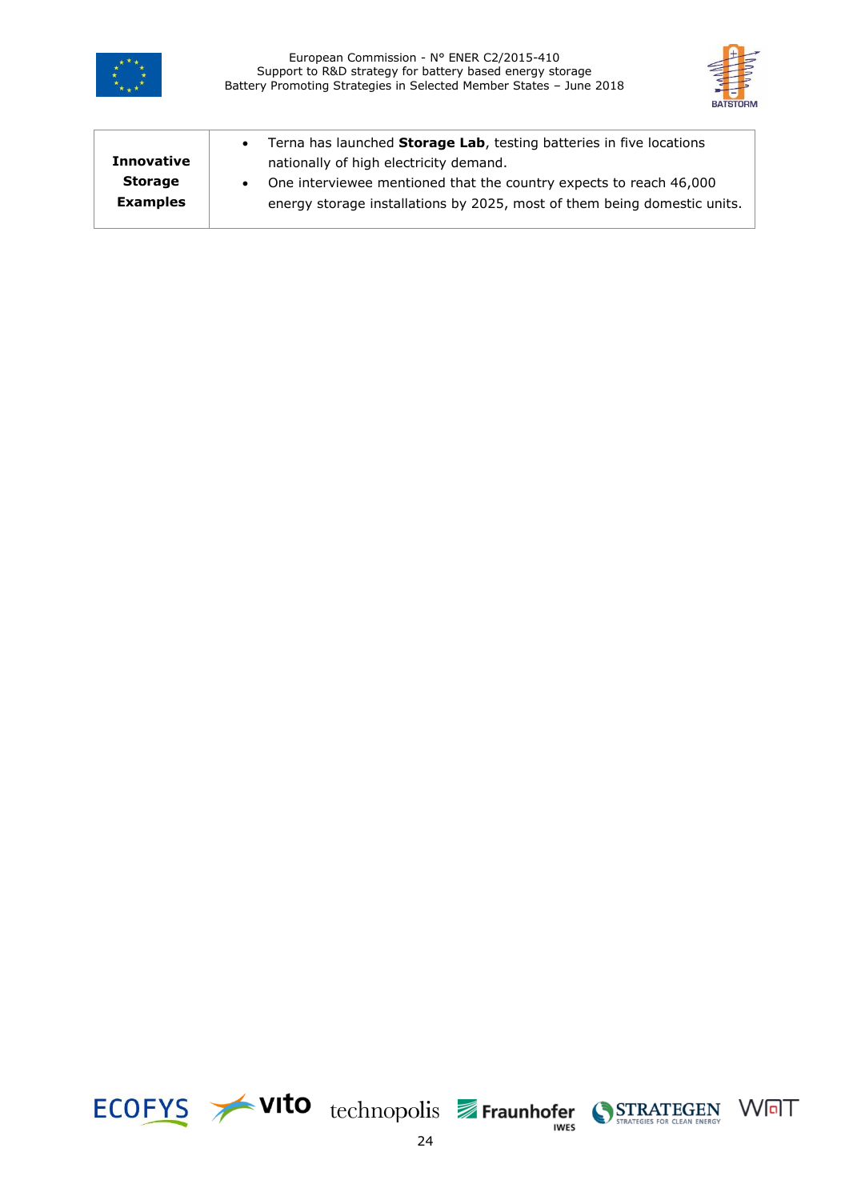| **Innovative Storage Examples** | <ul><li>Terna has launched **Storage Lab**, testing batteries in five locations nationally of high electricity demand.</li><li>One interviewee mentioned that the country expects to reach 46,000 energy storage installations by 2025, most of them being domestic units.</li></ul> |
|---|---|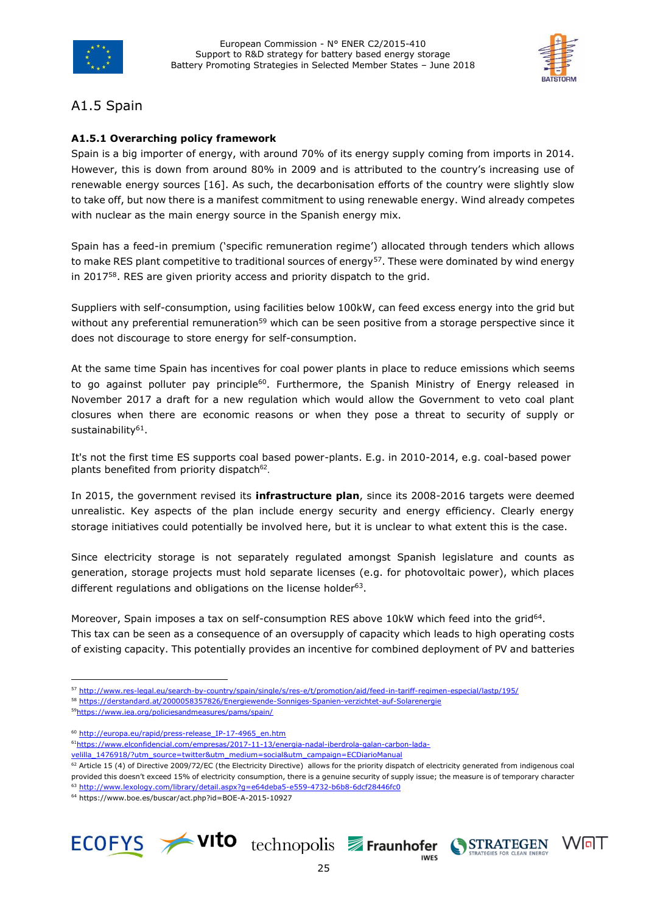## A1.5 Spain

### A1.5.1 Overarching policy framework

Spain is a big importer of energy, with around 70% of its energy supply coming from imports in 2014. However, this is down from around 80% in 2009 and is attributed to the country's increasing use of renewable energy sources [16]. As such, the decarbonisation efforts of the country were slightly slow to take off, but now there is a manifest commitment to using renewable energy. Wind already competes with nuclear as the main energy source in the Spanish energy mix.

Spain has a feed-in premium ('specific remuneration regime') allocated through tenders which allows to make RES plant competitive to traditional sources of energy[57]. These were dominated by wind energy in 2017[58]. RES are given priority access and priority dispatch to the grid.

Suppliers with self-consumption, using facilities below 100kW, can feed excess energy into the grid but without any preferential remuneration[59] which can be seen positive from a storage perspective since it does not discourage to store energy for self-consumption.

At the same time Spain has incentives for coal power plants in place to reduce emissions which seems to go against polluter pay principle[60]. Furthermore, the Spanish Ministry of Energy released in November 2017 a draft for a new regulation which would allow the Government to veto coal plant closures when there are economic reasons or when they pose a threat to security of supply or sustainability[61].

It's not the first time ES supports coal based power-plants. E.g. in 2010-2014, e.g. coal-based power plants benefited from priority dispatch[62].

In 2015, the government revised its **infrastructure plan**, since its 2008-2016 targets were deemed unrealistic. Key aspects of the plan include energy security and energy efficiency. Clearly energy storage initiatives could potentially be involved here, but it is unclear to what extent this is the case.

Since electricity storage is not separately regulated amongst Spanish legislature and counts as generation, storage projects must hold separate licenses (e.g. for photovoltaic power), which places different regulations and obligations on the license holder[63].

Moreover, Spain imposes a tax on self-consumption RES above 10kW which feed into the grid[64]. This tax can be seen as a consequence of an oversupply of capacity which leads to high operating costs of existing capacity. This potentially provides an incentive for combined deployment of PV and batteries

---

[57] http://www.res-legal.eu/search-by-country/spain/single/s/res-e/t/promotion/aid/feed-in-tariff-regimen-especial/lastp/195/

[58] https://derstandard.at/2000058357826/Energiewende-Sonniges-Spanien-verzichtet-auf-Solarenergie

[59] https://www.iea.org/policiesandmeasures/pams/spain/

[60] http://europa.eu/rapid/press-release_IP-17-4965_en.htm

[61] https://www.elconfidencial.com/empresas/2017-11-13/energia-nadal-iberdrola-galan-carbon-lada-velilla_1476918/?utm_source=twitter&utm_medium=social&utm_campaign=ECDiarioManual

[62] Article 15 (4) of Directive 2009/72/EC (the Electricity Directive) allows for the priority dispatch of electricity generated from indigenous coal provided this doesn't exceed 15% of electricity consumption, there is a genuine security of supply issue; the measure is of temporary character

[63] http://www.lexology.com/library/detail.aspx?g=e64deba5-e559-4732-b6b8-6dcf28446fc0

[64] https://www.boe.es/buscar/act.php?id=BOE-A-2015-10927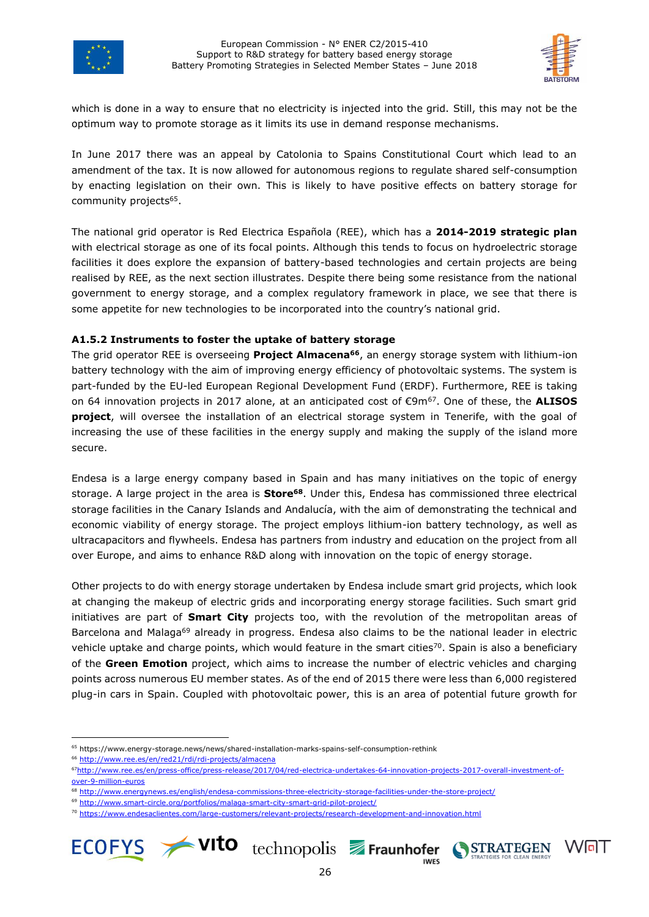which is done in a way to ensure that no electricity is injected into the grid. Still, this may not be the optimum way to promote storage as it limits its use in demand response mechanisms.

In June 2017 there was an appeal by Catolonia to Spains Constitutional Court which lead to an amendment of the tax. It is now allowed for autonomous regions to regulate shared self-consumption by enacting legislation on their own. This is likely to have positive effects on battery storage for community projects[65].

The national grid operator is Red Electrica Española (REE), which has a **2014-2019 strategic plan** with electrical storage as one of its focal points. Although this tends to focus on hydroelectric storage facilities it does explore the expansion of battery-based technologies and certain projects are being realised by REE, as the next section illustrates. Despite there being some resistance from the national government to energy storage, and a complex regulatory framework in place, we see that there is some appetite for new technologies to be incorporated into the country's national grid.

#### A1.5.2 Instruments to foster the uptake of battery storage

The grid operator REE is overseeing **Project Almacena[66]**, an energy storage system with lithium-ion battery technology with the aim of improving energy efficiency of photovoltaic systems. The system is part-funded by the EU-led European Regional Development Fund (ERDF). Furthermore, REE is taking on 64 innovation projects in 2017 alone, at an anticipated cost of €9m[67]. One of these, the **ALISOS project**, will oversee the installation of an electrical storage system in Tenerife, with the goal of increasing the use of these facilities in the energy supply and making the supply of the island more secure.

Endesa is a large energy company based in Spain and has many initiatives on the topic of energy storage. A large project in the area is **Store[68]**. Under this, Endesa has commissioned three electrical storage facilities in the Canary Islands and Andalucía, with the aim of demonstrating the technical and economic viability of energy storage. The project employs lithium-ion battery technology, as well as ultracapacitors and flywheels. Endesa has partners from industry and education on the project from all over Europe, and aims to enhance R&D along with innovation on the topic of energy storage.

Other projects to do with energy storage undertaken by Endesa include smart grid projects, which look at changing the makeup of electric grids and incorporating energy storage facilities. Such smart grid initiatives are part of **Smart City** projects too, with the revolution of the metropolitan areas of Barcelona and Malaga[69] already in progress. Endesa also claims to be the national leader in electric vehicle uptake and charge points, which would feature in the smart cities[70]. Spain is also a beneficiary of the **Green Emotion** project, which aims to increase the number of electric vehicles and charging points across numerous EU member states. As of the end of 2015 there were less than 6,000 registered plug-in cars in Spain. Coupled with photovoltaic power, this is an area of potential future growth for

---

[65] https://www.energy-storage.news/news/shared-installation-marks-spains-self-consumption-rethink

[66] http://www.ree.es/en/red21/rdi/rdi-projects/almacena

[67] http://www.ree.es/en/press-office/press-release/2017/04/red-electrica-undertakes-64-innovation-projects-2017-overall-investment-of-over-9-million-euros

[68] http://www.energynews.es/english/endesa-commissions-three-electricity-storage-facilities-under-the-store-project/

[69] http://www.smart-circle.org/portfolios/malaga-smart-city-smart-grid-pilot-project/

[70] https://www.endesaclientes.com/large-customers/relevant-projects/research-development-and-innovation.html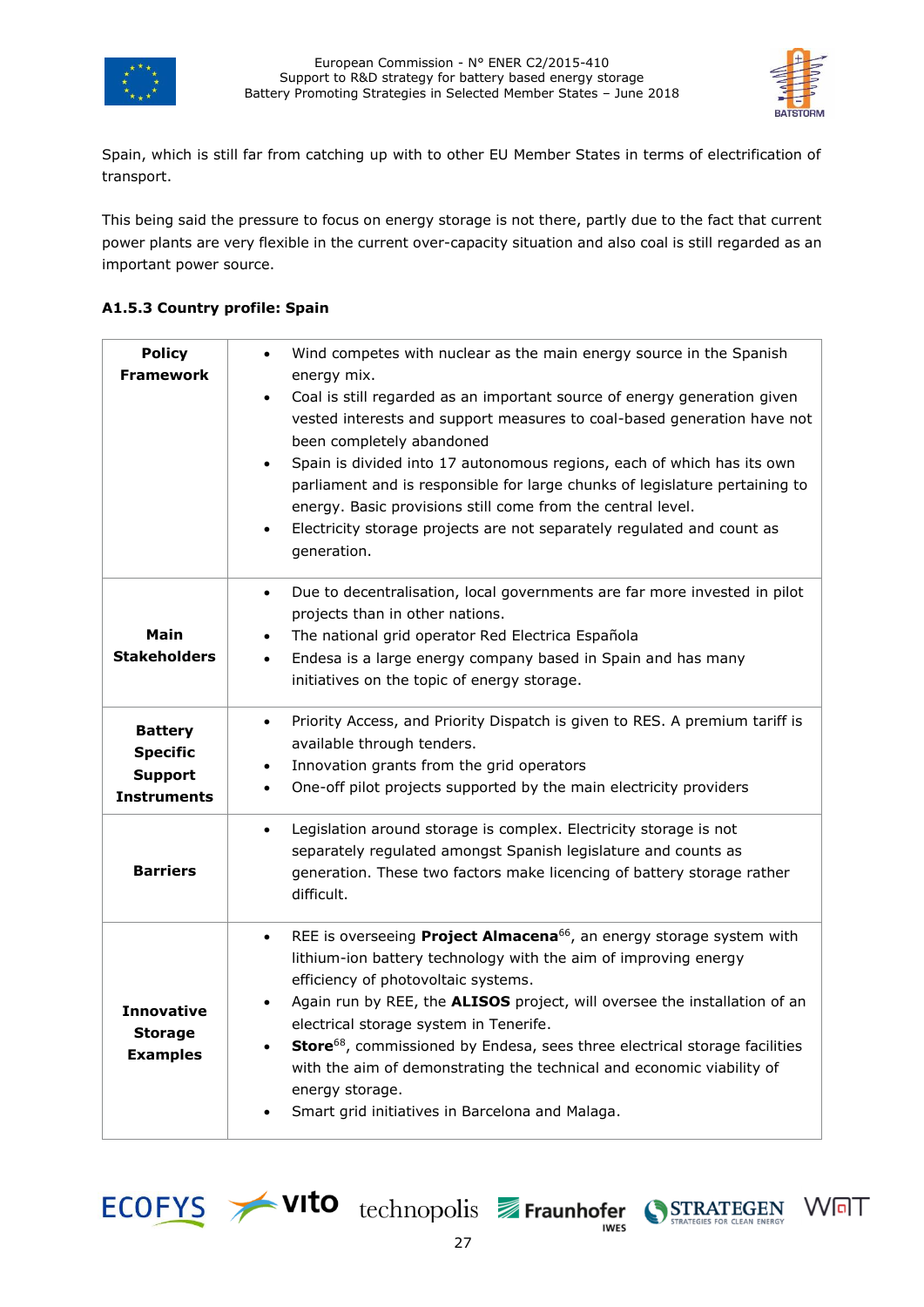Spain, which is still far from catching up with to other EU Member States in terms of electrification of transport.

This being said the pressure to focus on energy storage is not there, partly due to the fact that current power plants are very flexible in the current over-capacity situation and also coal is still regarded as an important power source.

#### A1.5.3 Country profile: Spain

| | |
|---|---|
| **Policy Framework** | • Wind competes with nuclear as the main energy source in the Spanish energy mix.<br>• Coal is still regarded as an important source of energy generation given vested interests and support measures to coal-based generation have not been completely abandoned<br>• Spain is divided into 17 autonomous regions, each of which has its own parliament and is responsible for large chunks of legislature pertaining to energy. Basic provisions still come from the central level.<br>• Electricity storage projects are not separately regulated and count as generation. |
| **Main Stakeholders** | • Due to decentralisation, local governments are far more invested in pilot projects than in other nations.<br>• The national grid operator Red Electrica Española<br>• Endesa is a large energy company based in Spain and has many initiatives on the topic of energy storage. |
| **Battery Specific Support Instruments** | • Priority Access, and Priority Dispatch is given to RES. A premium tariff is available through tenders.<br>• Innovation grants from the grid operators<br>• One-off pilot projects supported by the main electricity providers |
| **Barriers** | • Legislation around storage is complex. Electricity storage is not separately regulated amongst Spanish legislature and counts as generation. These two factors make licencing of battery storage rather difficult. |
| **Innovative Storage Examples** | • REE is overseeing **Project Almacena**[66], an energy storage system with lithium-ion battery technology with the aim of improving energy efficiency of photovoltaic systems.<br>• Again run by REE, the **ALISOS** project, will oversee the installation of an electrical storage system in Tenerife.<br>• **Store**[68], commissioned by Endesa, sees three electrical storage facilities with the aim of demonstrating the technical and economic viability of energy storage.<br>• Smart grid initiatives in Barcelona and Malaga. |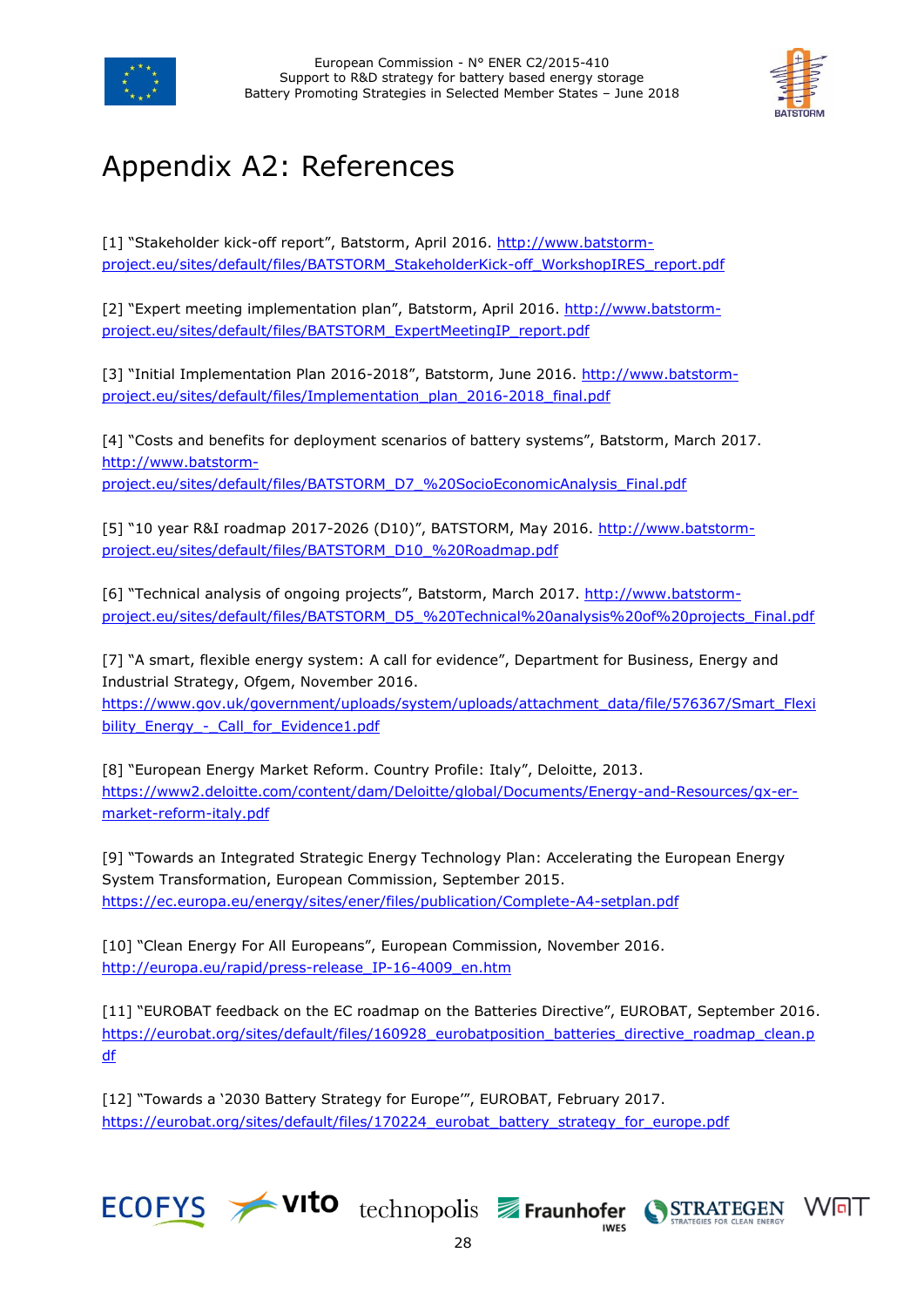# Appendix A2: References

[1] "Stakeholder kick-off report", Batstorm, April 2016. http://www.batstorm-project.eu/sites/default/files/BATSTORM_StakeholderKick-off_WorkshopIRES_report.pdf

[2] "Expert meeting implementation plan", Batstorm, April 2016. http://www.batstorm-project.eu/sites/default/files/BATSTORM_ExpertMeetingIP_report.pdf

[3] "Initial Implementation Plan 2016-2018", Batstorm, June 2016. http://www.batstorm-project.eu/sites/default/files/Implementation_plan_2016-2018_final.pdf

[4] "Costs and benefits for deployment scenarios of battery systems", Batstorm, March 2017. http://www.batstorm-project.eu/sites/default/files/BATSTORM_D7_%20SocioEconomicAnalysis_Final.pdf

[5] "10 year R&I roadmap 2017-2026 (D10)", BATSTORM, May 2016. http://www.batstorm-project.eu/sites/default/files/BATSTORM_D10_%20Roadmap.pdf

[6] "Technical analysis of ongoing projects", Batstorm, March 2017. http://www.batstorm-project.eu/sites/default/files/BATSTORM_D5_%20Technical%20analysis%20of%20projects_Final.pdf

[7] "A smart, flexible energy system: A call for evidence", Department for Business, Energy and Industrial Strategy, Ofgem, November 2016. https://www.gov.uk/government/uploads/system/uploads/attachment_data/file/576367/Smart_Flexibility_Energy_-_Call_for_Evidence1.pdf

[8] "European Energy Market Reform. Country Profile: Italy", Deloitte, 2013. https://www2.deloitte.com/content/dam/Deloitte/global/Documents/Energy-and-Resources/gx-er-market-reform-italy.pdf

[9] "Towards an Integrated Strategic Energy Technology Plan: Accelerating the European Energy System Transformation, European Commission, September 2015. https://ec.europa.eu/energy/sites/ener/files/publication/Complete-A4-setplan.pdf

[10] "Clean Energy For All Europeans", European Commission, November 2016. http://europa.eu/rapid/press-release_IP-16-4009_en.htm

[11] "EUROBAT feedback on the EC roadmap on the Batteries Directive", EUROBAT, September 2016. https://eurobat.org/sites/default/files/160928_eurobatposition_batteries_directive_roadmap_clean.pdf

[12] "Towards a '2030 Battery Strategy for Europe'", EUROBAT, February 2017. https://eurobat.org/sites/default/files/170224_eurobat_battery_strategy_for_europe.pdf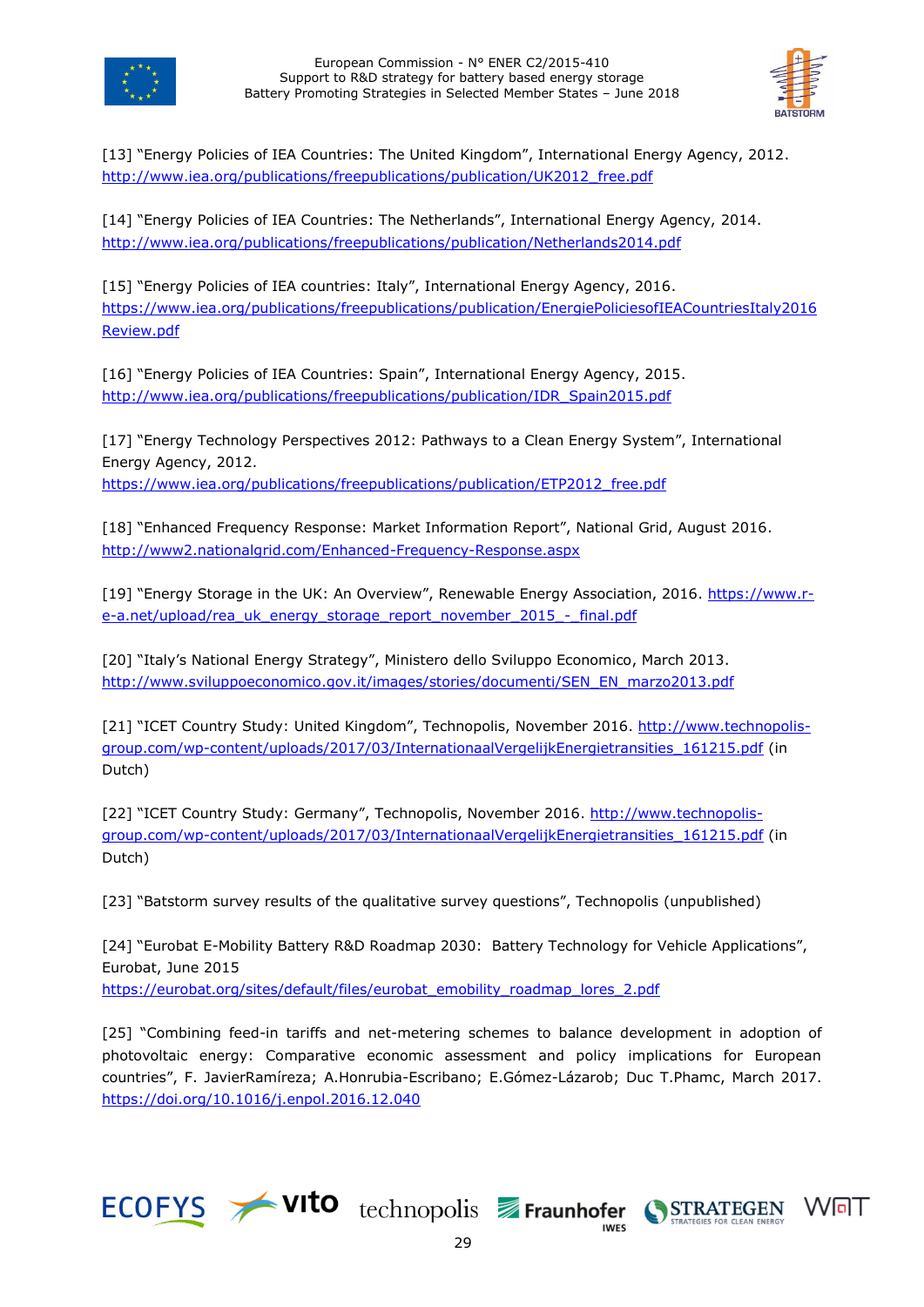[13] "Energy Policies of IEA Countries: The United Kingdom", International Energy Agency, 2012. http://www.iea.org/publications/freepublications/publication/UK2012_free.pdf

[14] "Energy Policies of IEA Countries: The Netherlands", International Energy Agency, 2014. http://www.iea.org/publications/freepublications/publication/Netherlands2014.pdf

[15] "Energy Policies of IEA countries: Italy", International Energy Agency, 2016. https://www.iea.org/publications/freepublications/publication/EnergiePoliciesofIEACountriesItaly2016Review.pdf

[16] "Energy Policies of IEA Countries: Spain", International Energy Agency, 2015. http://www.iea.org/publications/freepublications/publication/IDR_Spain2015.pdf

[17] "Energy Technology Perspectives 2012: Pathways to a Clean Energy System", International Energy Agency, 2012. https://www.iea.org/publications/freepublications/publication/ETP2012_free.pdf

[18] "Enhanced Frequency Response: Market Information Report", National Grid, August 2016. http://www2.nationalgrid.com/Enhanced-Frequency-Response.aspx

[19] "Energy Storage in the UK: An Overview", Renewable Energy Association, 2016. https://www.r-e-a.net/upload/rea_uk_energy_storage_report_november_2015_-_final.pdf

[20] "Italy's National Energy Strategy", Ministero dello Sviluppo Economico, March 2013. http://www.sviluppoeconomico.gov.it/images/stories/documenti/SEN_EN_marzo2013.pdf

[21] "ICET Country Study: United Kingdom", Technopolis, November 2016. http://www.technopolis-group.com/wp-content/uploads/2017/03/InternationaalVergelijkEnergietransities_161215.pdf (in Dutch)

[22] "ICET Country Study: Germany", Technopolis, November 2016. http://www.technopolis-group.com/wp-content/uploads/2017/03/InternationaalVergelijkEnergietransities_161215.pdf (in Dutch)

[23] "Batstorm survey results of the qualitative survey questions", Technopolis (unpublished)

[24] "Eurobat E-Mobility Battery R&D Roadmap 2030: Battery Technology for Vehicle Applications", Eurobat, June 2015 https://eurobat.org/sites/default/files/eurobat_emobility_roadmap_lores_2.pdf

[25] "Combining feed-in tariffs and net-metering schemes to balance development in adoption of photovoltaic energy: Comparative economic assessment and policy implications for European countries", F. JavierRamíreza; A.Honrubia-Escribano; E.Gómez-Lázarob; Duc T.Phamc, March 2017. https://doi.org/10.1016/j.enpol.2016.12.040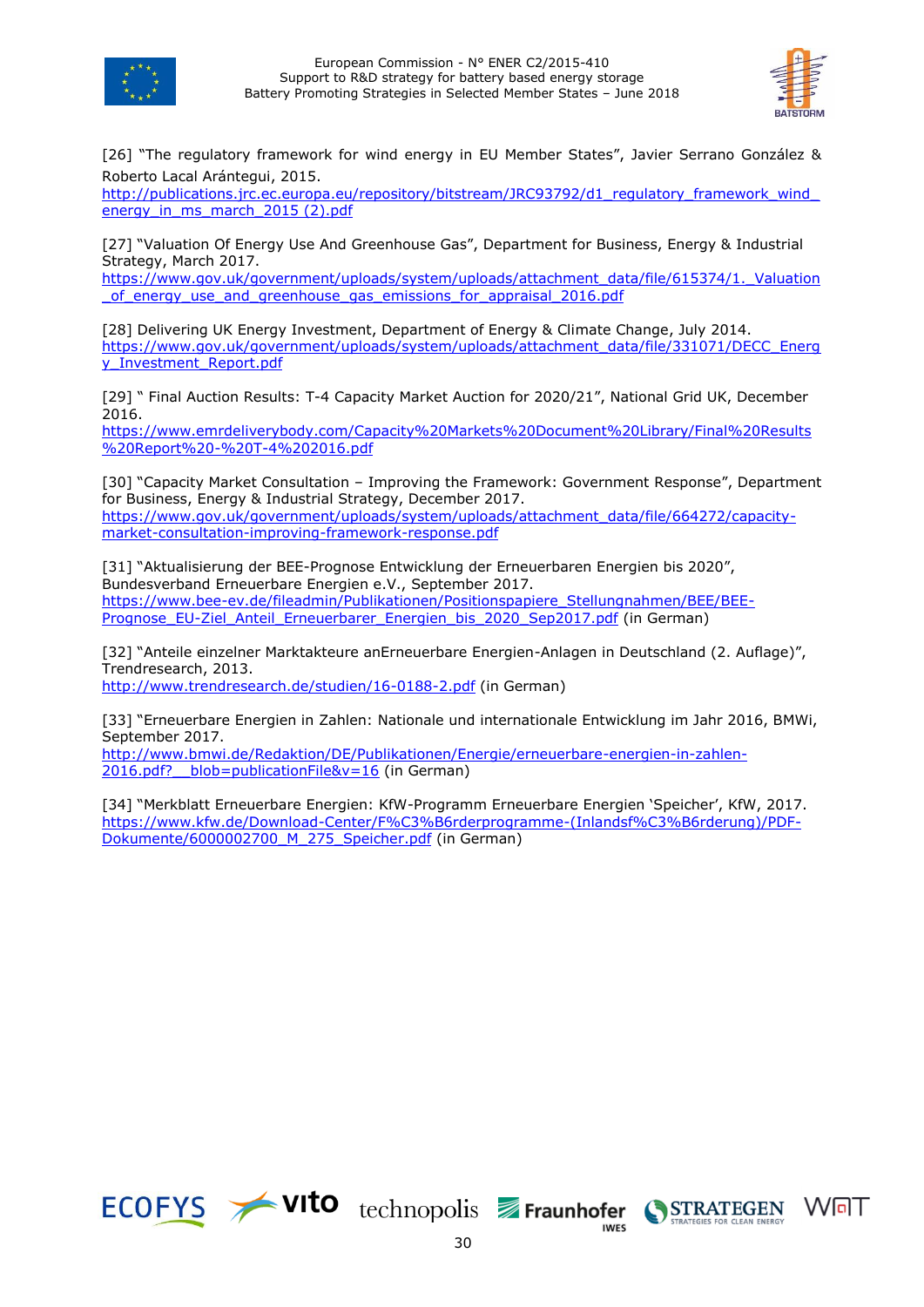[26] "The regulatory framework for wind energy in EU Member States", Javier Serrano González & Roberto Lacal Arántegui, 2015.
http://publications.jrc.ec.europa.eu/repository/bitstream/JRC93792/d1_regulatory_framework_wind_energy_in_ms_march_2015 (2).pdf

[27] "Valuation Of Energy Use And Greenhouse Gas", Department for Business, Energy & Industrial Strategy, March 2017.
https://www.gov.uk/government/uploads/system/uploads/attachment_data/file/615374/1._Valuation_of_energy_use_and_greenhouse_gas_emissions_for_appraisal_2016.pdf

[28] Delivering UK Energy Investment, Department of Energy & Climate Change, July 2014.
https://www.gov.uk/government/uploads/system/uploads/attachment_data/file/331071/DECC_Energy_Investment_Report.pdf

[29] " Final Auction Results: T-4 Capacity Market Auction for 2020/21", National Grid UK, December 2016.
https://www.emrdeliverybody.com/Capacity%20Markets%20Document%20Library/Final%20Results%20Report%20-%20T-4%202016.pdf

[30] "Capacity Market Consultation – Improving the Framework: Government Response", Department for Business, Energy & Industrial Strategy, December 2017.
https://www.gov.uk/government/uploads/system/uploads/attachment_data/file/664272/capacity-market-consultation-improving-framework-response.pdf

[31] "Aktualisierung der BEE-Prognose Entwicklung der Erneuerbaren Energien bis 2020", Bundesverband Erneuerbare Energien e.V., September 2017.
https://www.bee-ev.de/fileadmin/Publikationen/Positionspapiere_Stellungnahmen/BEE/BEE-Prognose_EU-Ziel_Anteil_Erneuerbarer_Energien_bis_2020_Sep2017.pdf (in German)

[32] "Anteile einzelner Marktakteure anErneuerbare Energien-Anlagen in Deutschland (2. Auflage)", Trendresearch, 2013.
http://www.trendresearch.de/studien/16-0188-2.pdf (in German)

[33] "Erneuerbare Energien in Zahlen: Nationale und internationale Entwicklung im Jahr 2016, BMWi, September 2017.
http://www.bmwi.de/Redaktion/DE/Publikationen/Energie/erneuerbare-energien-in-zahlen-2016.pdf?__blob=publicationFile&v=16 (in German)

[34] "Merkblatt Erneuerbare Energien: KfW-Programm Erneuerbare Energien 'Speicher', KfW, 2017.
https://www.kfw.de/Download-Center/F%C3%B6rderprogramme-(Inlandsf%C3%B6rderung)/PDF-Dokumente/6000002700_M_275_Speicher.pdf (in German)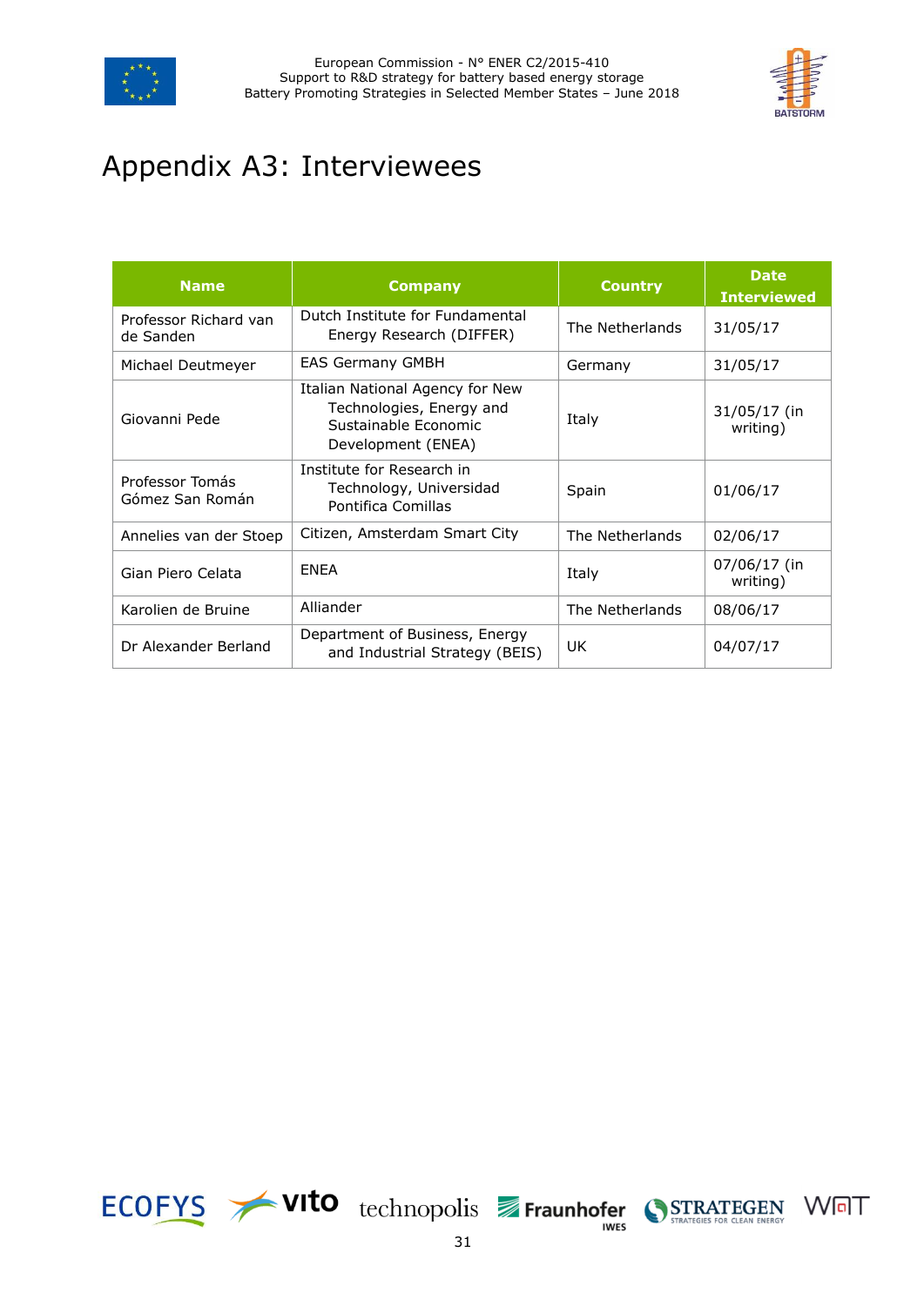# Appendix A3: Interviewees

| Name | Company | Country | Date Interviewed |
|---|---|---|---|
| Professor Richard van de Sanden | Dutch Institute for Fundamental Energy Research (DIFFER) | The Netherlands | 31/05/17 |
| Michael Deutmeyer | EAS Germany GMBH | Germany | 31/05/17 |
| Giovanni Pede | Italian National Agency for New Technologies, Energy and Sustainable Economic Development (ENEA) | Italy | 31/05/17 (in writing) |
| Professor Tomás Gómez San Román | Institute for Research in Technology, Universidad Pontifica Comillas | Spain | 01/06/17 |
| Annelies van der Stoep | Citizen, Amsterdam Smart City | The Netherlands | 02/06/17 |
| Gian Piero Celata | ENEA | Italy | 07/06/17 (in writing) |
| Karolien de Bruine | Alliander | The Netherlands | 08/06/17 |
| Dr Alexander Berland | Department of Business, Energy and Industrial Strategy (BEIS) | UK | 04/07/17 |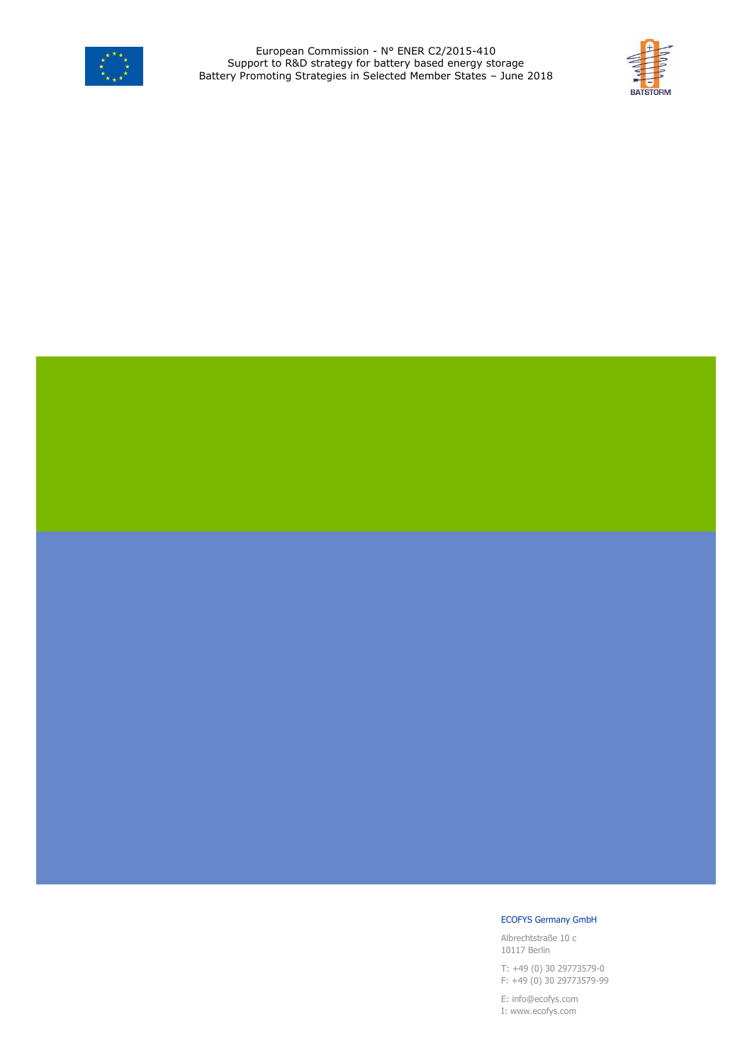ECOFYS Germany GmbH

Albrechtstraße 10 c
10117 Berlin

T: +49 (0) 30 29773579-0
F: +49 (0) 30 29773579-99

E: info@ecofys.com
I: www.ecofys.com